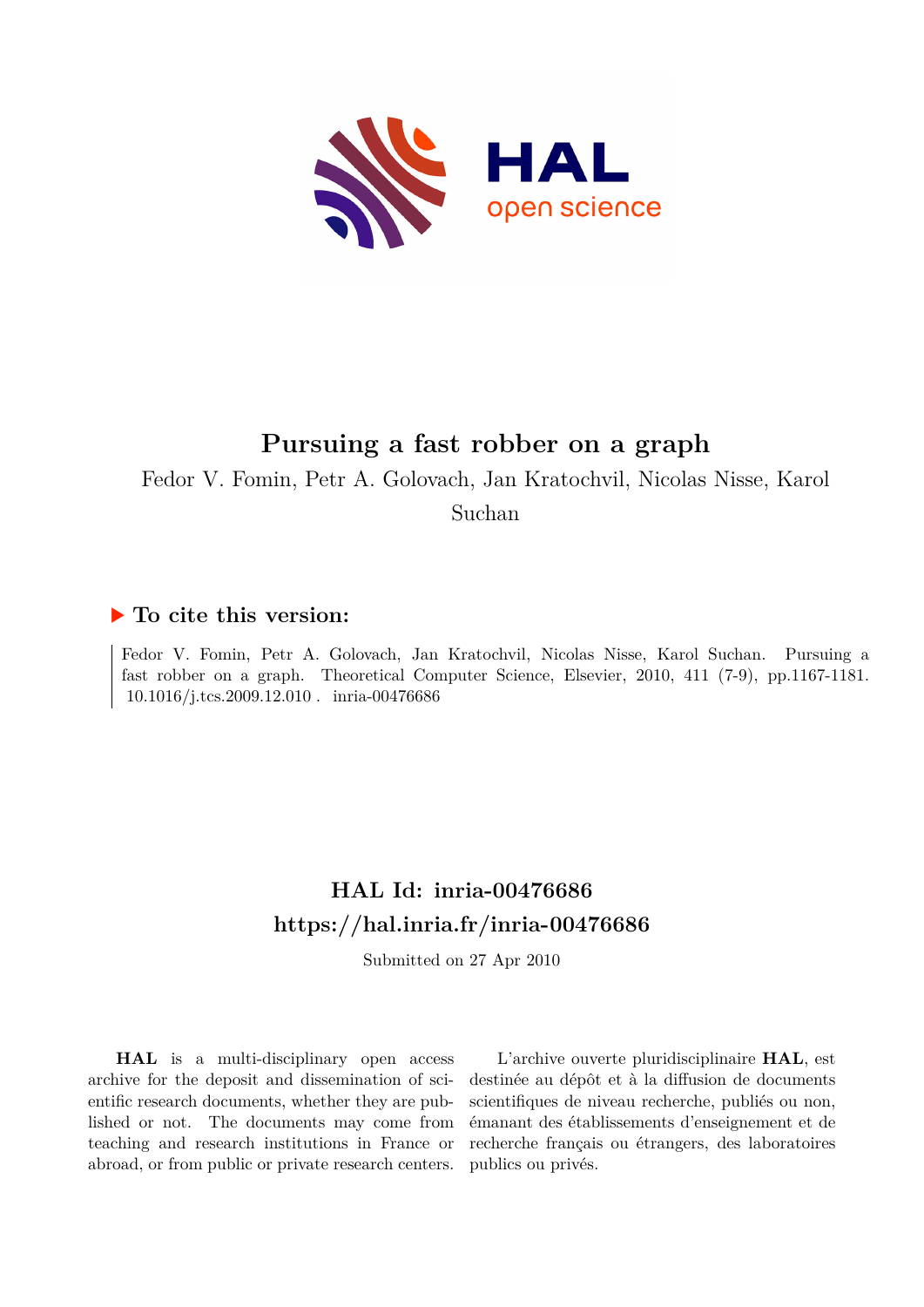# Pursuing a fast robber on a graph

Fedor V. Fomin, Petr A. Golovach, Jan Kratochvil, Nicolas Nisse, Karol Suchan

### ▶ To cite this version:

Fedor V. Fomin, Petr A. Golovach, Jan Kratochvil, Nicolas Nisse, Karol Suchan. Pursuing a fast robber on a graph. Theoretical Computer Science, Elsevier, 2010, 411 (7-9), pp.1167-1181. 10.1016/j.tcs.2009.12.010 . inria-00476686

## HAL Id: inria-00476686

## https://hal.inria.fr/inria-00476686

Submitted on 27 Apr 2010

**HAL** is a multi-disciplinary open access archive for the deposit and dissemination of scientific research documents, whether they are published or not. The documents may come from teaching and research institutions in France or abroad, or from public or private research centers.

L'archive ouverte pluridisciplinaire **HAL**, est destinée au dépôt et à la diffusion de documents scientifiques de niveau recherche, publiés ou non, émanant des établissements d'enseignement et de recherche français ou étrangers, des laboratoires publics ou privés.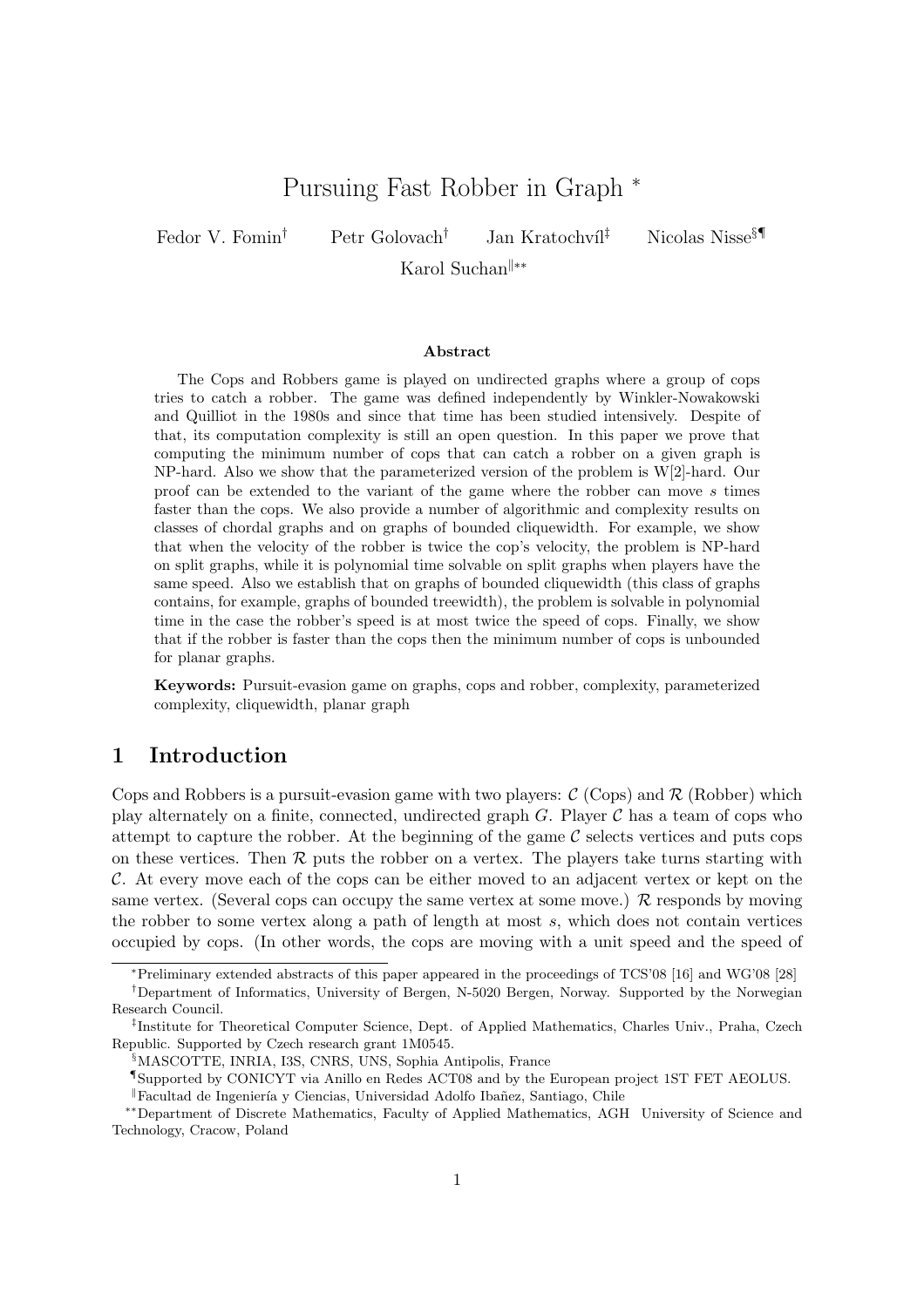# Pursuing Fast Robber in Graph *

Fedor V. Fomin[†] Petr Golovach[†] Jan Kratochvíl[‡] Nicolas Nisse[§¶]

Karol Suchan[‖**]

**Abstract**

The Cops and Robbers game is played on undirected graphs where a group of cops tries to catch a robber. The game was defined independently by Winkler-Nowakowski and Quilliot in the 1980s and since that time has been studied intensively. Despite of that, its computation complexity is still an open question. In this paper we prove that computing the minimum number of cops that can catch a robber on a given graph is NP-hard. Also we show that the parameterized version of the problem is W[2]-hard. Our proof can be extended to the variant of the game where the robber can move $s$ times faster than the cops. We also provide a number of algorithmic and complexity results on classes of chordal graphs and on graphs of bounded cliquewidth. For example, we show that when the velocity of the robber is twice the cop's velocity, the problem is NP-hard on split graphs, while it is polynomial time solvable on split graphs when players have the same speed. Also we establish that on graphs of bounded cliquewidth (this class of graphs contains, for example, graphs of bounded treewidth), the problem is solvable in polynomial time in the case the robber's speed is at most twice the speed of cops. Finally, we show that if the robber is faster than the cops then the minimum number of cops is unbounded for planar graphs.

**Keywords:** Pursuit-evasion game on graphs, cops and robber, complexity, parameterized complexity, cliquewidth, planar graph

## 1 Introduction

Cops and Robbers is a pursuit-evasion game with two players: $\mathcal{C}$ (Cops) and $\mathcal{R}$ (Robber) which play alternately on a finite, connected, undirected graph $G$. Player $\mathcal{C}$ has a team of cops who attempt to capture the robber. At the beginning of the game $\mathcal{C}$ selects vertices and puts cops on these vertices. Then $\mathcal{R}$ puts the robber on a vertex. The players take turns starting with $\mathcal{C}$. At every move each of the cops can be either moved to an adjacent vertex or kept on the same vertex. (Several cops can occupy the same vertex at some move.) $\mathcal{R}$ responds by moving the robber to some vertex along a path of length at most $s$, which does not contain vertices occupied by cops. (In other words, the cops are moving with a unit speed and the speed of

---

*Preliminary extended abstracts of this paper appeared in the proceedings of TCS'08 [16] and WG'08 [28]

†Department of Informatics, University of Bergen, N-5020 Bergen, Norway. Supported by the Norwegian Research Council.

‡Institute for Theoretical Computer Science, Dept. of Applied Mathematics, Charles Univ., Praha, Czech Republic. Supported by Czech research grant 1M0545.

§MASCOTTE, INRIA, I3S, CNRS, UNS, Sophia Antipolis, France

¶Supported by CONICYT via Anillo en Redes ACT08 and by the European project 1ST FET AEOLUS.

‖Facultad de Ingeniería y Ciencias, Universidad Adolfo Ibañez, Santiago, Chile

**Department of Discrete Mathematics, Faculty of Applied Mathematics, AGH University of Science and Technology, Cracow, Poland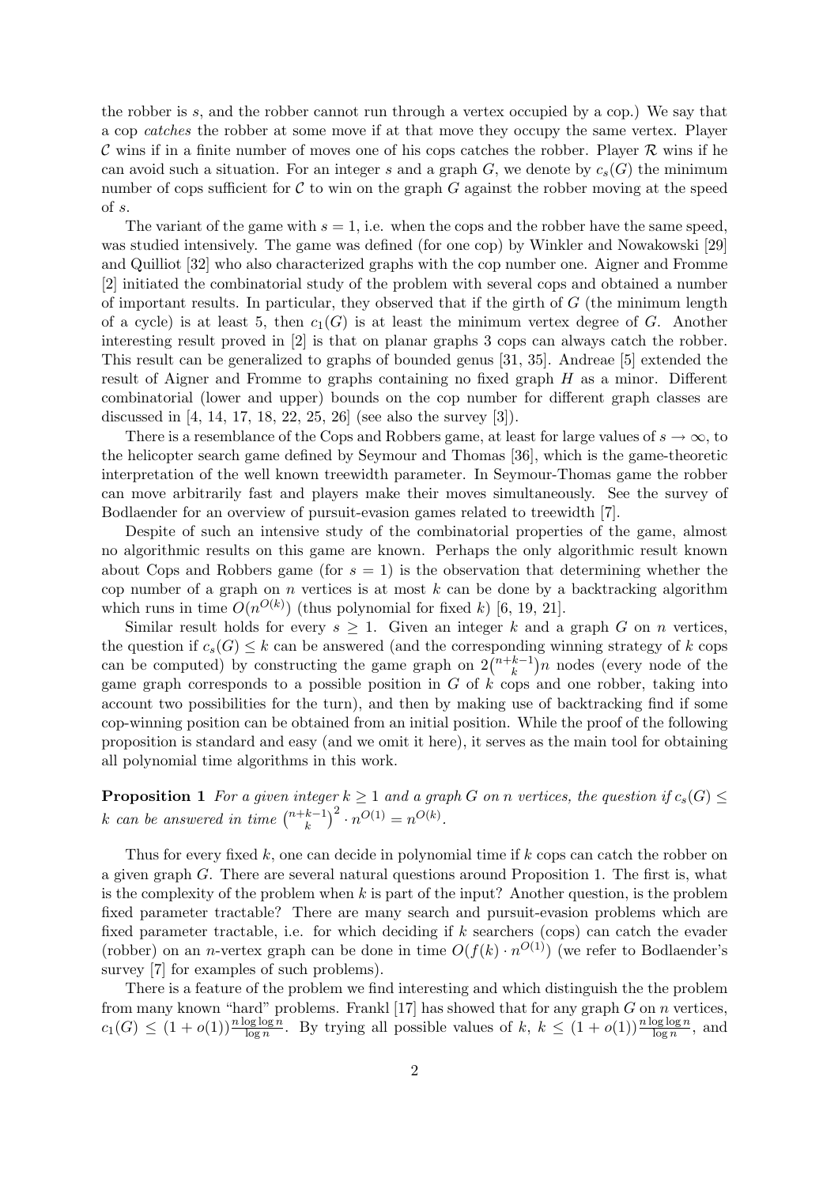the robber is $s$, and the robber cannot run through a vertex occupied by a cop.) We say that a cop *catches* the robber at some move if at that move they occupy the same vertex. Player $\mathcal{C}$ wins if in a finite number of moves one of his cops catches the robber. Player $\mathcal{R}$ wins if he can avoid such a situation. For an integer $s$ and a graph $G$, we denote by $c_s(G)$ the minimum number of cops sufficient for $\mathcal{C}$ to win on the graph $G$ against the robber moving at the speed of $s$.

The variant of the game with $s = 1$, i.e. when the cops and the robber have the same speed, was studied intensively. The game was defined (for one cop) by Winkler and Nowakowski [29] and Quilliot [32] who also characterized graphs with the cop number one. Aigner and Fromme [2] initiated the combinatorial study of the problem with several cops and obtained a number of important results. In particular, they observed that if the girth of $G$ (the minimum length of a cycle) is at least 5, then $c_1(G)$ is at least the minimum vertex degree of $G$. Another interesting result proved in [2] is that on planar graphs 3 cops can always catch the robber. This result can be generalized to graphs of bounded genus [31, 35]. Andreae [5] extended the result of Aigner and Fromme to graphs containing no fixed graph $H$ as a minor. Different combinatorial (lower and upper) bounds on the cop number for different graph classes are discussed in [4, 14, 17, 18, 22, 25, 26] (see also the survey [3]).

There is a resemblance of the Cops and Robbers game, at least for large values of $s \to \infty$, to the helicopter search game defined by Seymour and Thomas [36], which is the game-theoretic interpretation of the well known treewidth parameter. In Seymour-Thomas game the robber can move arbitrarily fast and players make their moves simultaneously. See the survey of Bodlaender for an overview of pursuit-evasion games related to treewidth [7].

Despite of such an intensive study of the combinatorial properties of the game, almost no algorithmic results on this game are known. Perhaps the only algorithmic result known about Cops and Robbers game (for $s = 1$) is the observation that determining whether the cop number of a graph on $n$ vertices is at most $k$ can be done by a backtracking algorithm which runs in time $O(n^{O(k)})$ (thus polynomial for fixed $k$) [6, 19, 21].

Similar result holds for every $s \geq 1$. Given an integer $k$ and a graph $G$ on $n$ vertices, the question if $c_s(G) \leq k$ can be answered (and the corresponding winning strategy of $k$ cops can be computed) by constructing the game graph on $2\binom{n+k-1}{k}n$ nodes (every node of the game graph corresponds to a possible position in $G$ of $k$ cops and one robber, taking into account two possibilities for the turn), and then by making use of backtracking find if some cop-winning position can be obtained from an initial position. While the proof of the following proposition is standard and easy (and we omit it here), it serves as the main tool for obtaining all polynomial time algorithms in this work.

**Proposition 1** *For a given integer $k \geq 1$ and a graph $G$ on $n$ vertices, the question if $c_s(G) \leq k$ can be answered in time $\binom{n+k-1}{k}^2 \cdot n^{O(1)} = n^{O(k)}$.*

Thus for every fixed $k$, one can decide in polynomial time if $k$ cops can catch the robber on a given graph $G$. There are several natural questions around Proposition 1. The first is, what is the complexity of the problem when $k$ is part of the input? Another question, is the problem fixed parameter tractable? There are many search and pursuit-evasion problems which are fixed parameter tractable, i.e. for which deciding if $k$ searchers (cops) can catch the evader (robber) on an $n$-vertex graph can be done in time $O(f(k) \cdot n^{O(1)})$ (we refer to Bodlaender's survey [7] for examples of such problems).

There is a feature of the problem we find interesting and which distinguish the the problem from many known "hard" problems. Frankl [17] has showed that for any graph $G$ on $n$ vertices, $c_1(G) \leq (1 + o(1))\frac{n \log \log n}{\log n}$. By trying all possible values of $k$, $k \leq (1 + o(1))\frac{n \log \log n}{\log n}$, and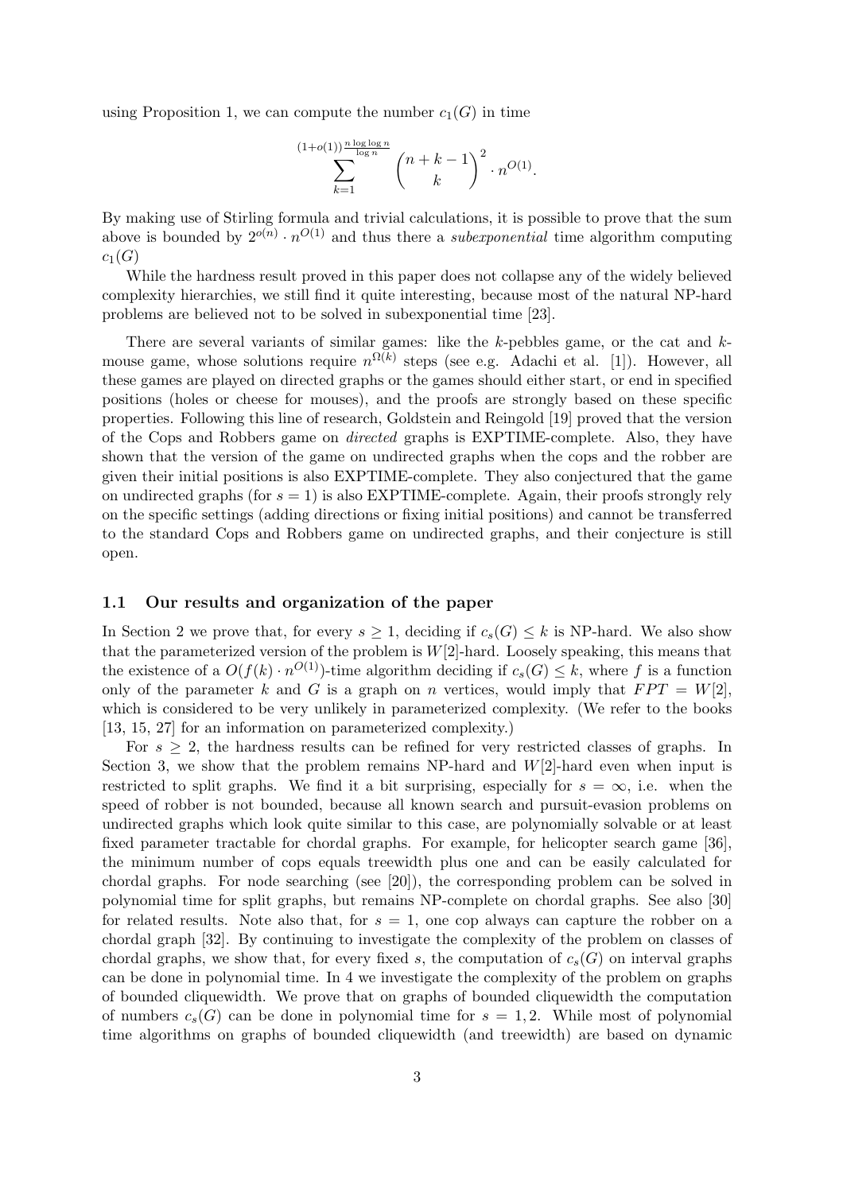using Proposition 1, we can compute the number $c_1(G)$ in time

$$\sum_{k=1}^{(1+o(1))\frac{n \log \log n}{\log n}} \binom{n+k-1}{k}^2 \cdot n^{O(1)}.$$

By making use of Stirling formula and trivial calculations, it is possible to prove that the sum above is bounded by $2^{o(n)} \cdot n^{O(1)}$ and thus there a *subexponential* time algorithm computing $c_1(G)$

While the hardness result proved in this paper does not collapse any of the widely believed complexity hierarchies, we still find it quite interesting, because most of the natural NP-hard problems are believed not to be solved in subexponential time [23].

There are several variants of similar games: like the $k$-pebbles game, or the cat and $k$-mouse game, whose solutions require $n^{\Omega(k)}$ steps (see e.g. Adachi et al. [1]). However, all these games are played on directed graphs or the games should either start, or end in specified positions (holes or cheese for mouses), and the proofs are strongly based on these specific properties. Following this line of research, Goldstein and Reingold [19] proved that the version of the Cops and Robbers game on *directed* graphs is EXPTIME-complete. Also, they have shown that the version of the game on undirected graphs when the cops and the robber are given their initial positions is also EXPTIME-complete. They also conjectured that the game on undirected graphs (for $s = 1$) is also EXPTIME-complete. Again, their proofs strongly rely on the specific settings (adding directions or fixing initial positions) and cannot be transferred to the standard Cops and Robbers game on undirected graphs, and their conjecture is still open.

### 1.1 Our results and organization of the paper

In Section 2 we prove that, for every $s \geq 1$, deciding if $c_s(G) \leq k$ is NP-hard. We also show that the parameterized version of the problem is $W[2]$-hard. Loosely speaking, this means that the existence of a $O(f(k) \cdot n^{O(1)})$-time algorithm deciding if $c_s(G) \leq k$, where $f$ is a function only of the parameter $k$ and $G$ is a graph on $n$ vertices, would imply that $FPT = W[2]$, which is considered to be very unlikely in parameterized complexity. (We refer to the books [13, 15, 27] for an information on parameterized complexity.)

For $s \geq 2$, the hardness results can be refined for very restricted classes of graphs. In Section 3, we show that the problem remains NP-hard and $W[2]$-hard even when input is restricted to split graphs. We find it a bit surprising, especially for $s = \infty$, i.e. when the speed of robber is not bounded, because all known search and pursuit-evasion problems on undirected graphs which look quite similar to this case, are polynomially solvable or at least fixed parameter tractable for chordal graphs. For example, for helicopter search game [36], the minimum number of cops equals treewidth plus one and can be easily calculated for chordal graphs. For node searching (see [20]), the corresponding problem can be solved in polynomial time for split graphs, but remains NP-complete on chordal graphs. See also [30] for related results. Note also that, for $s = 1$, one cop always can capture the robber on a chordal graph [32]. By continuing to investigate the complexity of the problem on classes of chordal graphs, we show that, for every fixed $s$, the computation of $c_s(G)$ on interval graphs can be done in polynomial time. In 4 we investigate the complexity of the problem on graphs of bounded cliquewidth. We prove that on graphs of bounded cliquewidth the computation of numbers $c_s(G)$ can be done in polynomial time for $s = 1, 2$. While most of polynomial time algorithms on graphs of bounded cliquewidth (and treewidth) are based on dynamic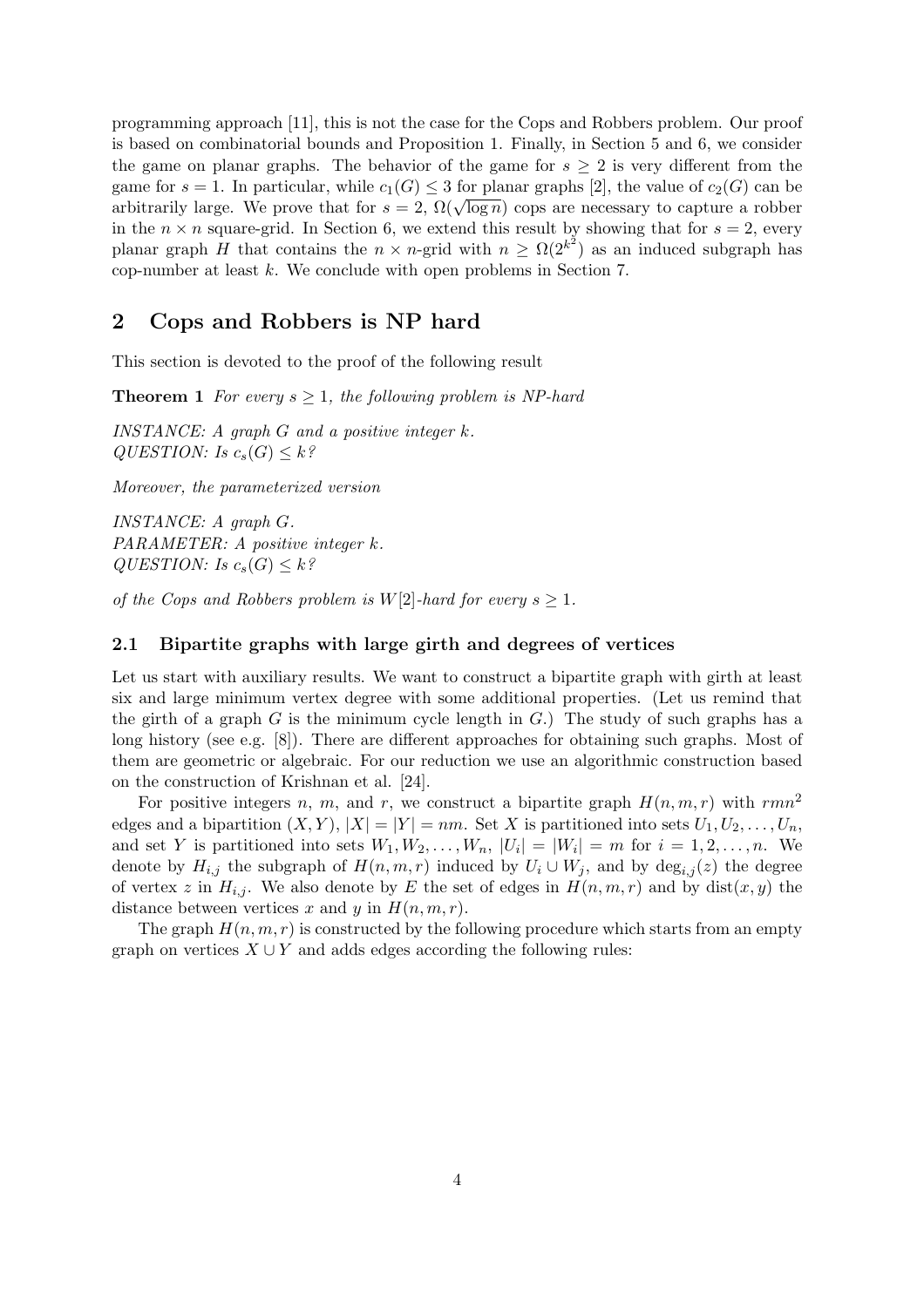programming approach [11], this is not the case for the Cops and Robbers problem. Our proof is based on combinatorial bounds and Proposition 1. Finally, in Section 5 and 6, we consider the game on planar graphs. The behavior of the game for $s \geq 2$ is very different from the game for $s = 1$. In particular, while $c_1(G) \leq 3$ for planar graphs [2], the value of $c_2(G)$ can be arbitrarily large. We prove that for $s = 2$, $\Omega(\sqrt{\log n})$ cops are necessary to capture a robber in the $n \times n$ square-grid. In Section 6, we extend this result by showing that for $s = 2$, every planar graph $H$ that contains the $n \times n$-grid with $n \geq \Omega(2^{k^2})$ as an induced subgraph has cop-number at least $k$. We conclude with open problems in Section 7.

## 2 Cops and Robbers is NP hard

This section is devoted to the proof of the following result

**Theorem 1** *For every $s \geq 1$, the following problem is NP-hard*

*INSTANCE: A graph $G$ and a positive integer $k$.*
*QUESTION: Is $c_s(G) \leq k$?*

*Moreover, the parameterized version*

*INSTANCE: A graph $G$.*
*PARAMETER: A positive integer $k$.*
*QUESTION: Is $c_s(G) \leq k$?*

*of the Cops and Robbers problem is $W[2]$-hard for every $s \geq 1$.*

### 2.1 Bipartite graphs with large girth and degrees of vertices

Let us start with auxiliary results. We want to construct a bipartite graph with girth at least six and large minimum vertex degree with some additional properties. (Let us remind that the girth of a graph $G$ is the minimum cycle length in $G$.) The study of such graphs has a long history (see e.g. [8]). There are different approaches for obtaining such graphs. Most of them are geometric or algebraic. For our reduction we use an algorithmic construction based on the construction of Krishnan et al. [24].

For positive integers $n$, $m$, and $r$, we construct a bipartite graph $H(n,m,r)$ with $rmn^2$ edges and a bipartition $(X,Y)$, $|X| = |Y| = nm$. Set $X$ is partitioned into sets $U_1, U_2, \ldots, U_n$, and set $Y$ is partitioned into sets $W_1, W_2, \ldots, W_n$, $|U_i| = |W_i| = m$ for $i = 1, 2, \ldots, n$. We denote by $H_{i,j}$ the subgraph of $H(n,m,r)$ induced by $U_i \cup W_j$, and by $\deg_{i,j}(z)$ the degree of vertex $z$ in $H_{i,j}$. We also denote by $E$ the set of edges in $H(n,m,r)$ and by $\text{dist}(x,y)$ the distance between vertices $x$ and $y$ in $H(n,m,r)$.

The graph $H(n,m,r)$ is constructed by the following procedure which starts from an empty graph on vertices $X \cup Y$ and adds edges according the following rules: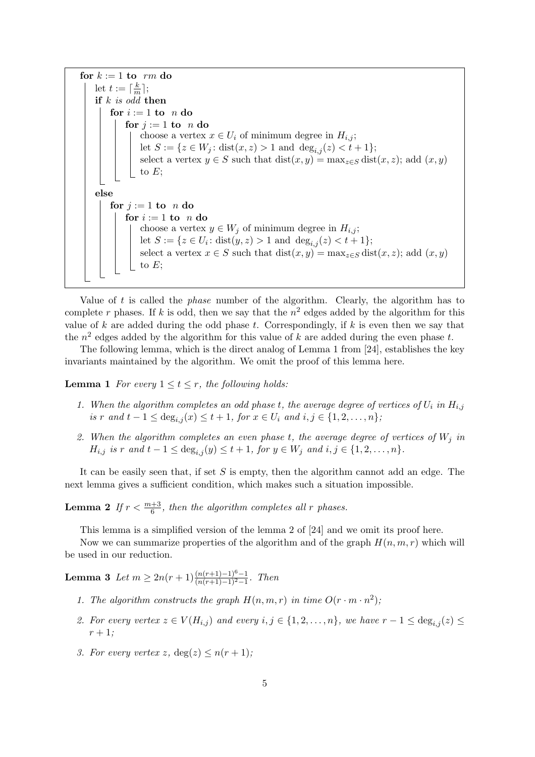```
for k := 1 to rm do
    let t := ⌈k/m⌉;
    if k is odd then
        for i := 1 to n do
            for j := 1 to n do
                choose a vertex x ∈ U_i of minimum degree in H_{i,j};
                let S := {z ∈ W_j : dist(x, z) > 1 and deg_{i,j}(z) < t + 1};
                select a vertex y ∈ S such that dist(x, y) = max_{z∈S} dist(x, z); add (x, y)
                to E;
    else
        for j := 1 to n do
            for i := 1 to n do
                choose a vertex y ∈ W_j of minimum degree in H_{i,j};
                let S := {z ∈ U_i : dist(y, z) > 1 and deg_{i,j}(z) < t + 1};
                select a vertex x ∈ S such that dist(x, y) = max_{z∈S} dist(x, z); add (x, y)
                to E;
```

Value of $t$ is called the *phase* number of the algorithm. Clearly, the algorithm has to complete $r$ phases. If $k$ is odd, then we say that the $n^2$ edges added by the algorithm for this value of $k$ are added during the odd phase $t$. Correspondingly, if $k$ is even then we say that the $n^2$ edges added by the algorithm for this value of $k$ are added during the even phase $t$.

The following lemma, which is the direct analog of Lemma 1 from [24], establishes the key invariants maintained by the algorithm. We omit the proof of this lemma here.

**Lemma 1** *For every $1 \le t \le r$, the following holds:*

1. *When the algorithm completes an odd phase $t$, the average degree of vertices of $U_i$ in $H_{i,j}$ is $r$ and $t-1 \le \deg_{i,j}(x) \le t+1$, for $x \in U_i$ and $i, j \in \{1, 2, \ldots, n\}$;*
2. *When the algorithm completes an even phase $t$, the average degree of vertices of $W_j$ in $H_{i,j}$ is $r$ and $t-1 \le \deg_{i,j}(y) \le t+1$, for $y \in W_j$ and $i, j \in \{1, 2, \ldots, n\}$.*

It can be easily seen that, if set $S$ is empty, then the algorithm cannot add an edge. The next lemma gives a sufficient condition, which makes such a situation impossible.

**Lemma 2** *If $r < \frac{m+3}{6}$, then the algorithm completes all $r$ phases.*

This lemma is a simplified version of the lemma 2 of [24] and we omit its proof here.

Now we can summarize properties of the algorithm and of the graph $H(n, m, r)$ which will be used in our reduction.

**Lemma 3** *Let $m \ge 2n(r+1)\frac{(n(r+1)-1)^6-1}{(n(r+1)-1)^2-1}$. Then*

1. *The algorithm constructs the graph $H(n, m, r)$ in time $O(r \cdot m \cdot n^2)$;*
2. *For every vertex $z \in V(H_{i,j})$ and every $i, j \in \{1, 2, \ldots, n\}$, we have $r - 1 \le \deg_{i,j}(z) \le r + 1$;*
3. *For every vertex $z$, $\deg(z) \le n(r+1)$;*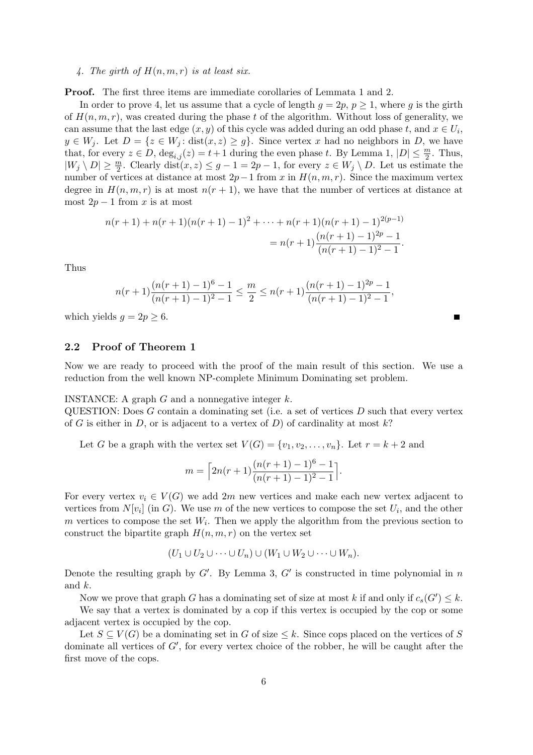*4. The girth of $H(n,m,r)$ is at least six.*

**Proof.** The first three items are immediate corollaries of Lemmata 1 and 2.

In order to prove 4, let us assume that a cycle of length $g = 2p$, $p \geq 1$, where $g$ is the girth of $H(n,m,r)$, was created during the phase $t$ of the algorithm. Without loss of generality, we can assume that the last edge $(x,y)$ of this cycle was added during an odd phase $t$, and $x \in U_i$, $y \in W_j$. Let $D = \{z \in W_j : \text{dist}(x,z) \geq g\}$. Since vertex $x$ had no neighbors in $D$, we have that, for every $z \in D$, $\deg_{i,j}(z) = t+1$ during the even phase $t$. By Lemma 1, $|D| \leq \frac{m}{2}$. Thus, $|W_j \setminus D| \geq \frac{m}{2}$. Clearly $\text{dist}(x,z) \leq g-1 = 2p-1$, for every $z \in W_j \setminus D$. Let us estimate the number of vertices at distance at most $2p-1$ from $x$ in $H(n,m,r)$. Since the maximum vertex degree in $H(n,m,r)$ is at most $n(r+1)$, we have that the number of vertices at distance at most $2p-1$ from $x$ is at most

$$n(r+1) + n(r+1)(n(r+1)-1)^2 + \cdots + n(r+1)(n(r+1)-1)^{2(p-1)}$$
$$= n(r+1)\frac{(n(r+1)-1)^{2p}-1}{(n(r+1)-1)^2-1}.$$

Thus

$$n(r+1)\frac{(n(r+1)-1)^6-1}{(n(r+1)-1)^2-1} \leq \frac{m}{2} \leq n(r+1)\frac{(n(r+1)-1)^{2p}-1}{(n(r+1)-1)^2-1},$$

which yields $g = 2p \geq 6$. ∎

## 2.2 Proof of Theorem 1

Now we are ready to proceed with the proof of the main result of this section. We use a reduction from the well known NP-complete Minimum Dominating set problem.

INSTANCE: A graph $G$ and a nonnegative integer $k$.
QUESTION: Does $G$ contain a dominating set (i.e. a set of vertices $D$ such that every vertex of $G$ is either in $D$, or is adjacent to a vertex of $D$) of cardinality at most $k$?

Let $G$ be a graph with the vertex set $V(G) = \{v_1, v_2, \ldots, v_n\}$. Let $r = k+2$ and

$$m = \left\lceil 2n(r+1)\frac{(n(r+1)-1)^6-1}{(n(r+1)-1)^2-1}\right\rceil.$$

For every vertex $v_i \in V(G)$ we add $2m$ new vertices and make each new vertex adjacent to vertices from $N[v_i]$ (in $G$). We use $m$ of the new vertices to compose the set $U_i$, and the other $m$ vertices to compose the set $W_i$. Then we apply the algorithm from the previous section to construct the bipartite graph $H(n,m,r)$ on the vertex set

$$(U_1 \cup U_2 \cup \cdots \cup U_n) \cup (W_1 \cup W_2 \cup \cdots \cup W_n).$$

Denote the resulting graph by $G'$. By Lemma 3, $G'$ is constructed in time polynomial in $n$ and $k$.

Now we prove that graph $G$ has a dominating set of size at most $k$ if and only if $c_s(G') \leq k$.

We say that a vertex is dominated by a cop if this vertex is occupied by the cop or some adjacent vertex is occupied by the cop.

Let $S \subseteq V(G)$ be a dominating set in $G$ of size $\leq k$. Since cops placed on the vertices of $S$ dominate all vertices of $G'$, for every vertex choice of the robber, he will be caught after the first move of the cops.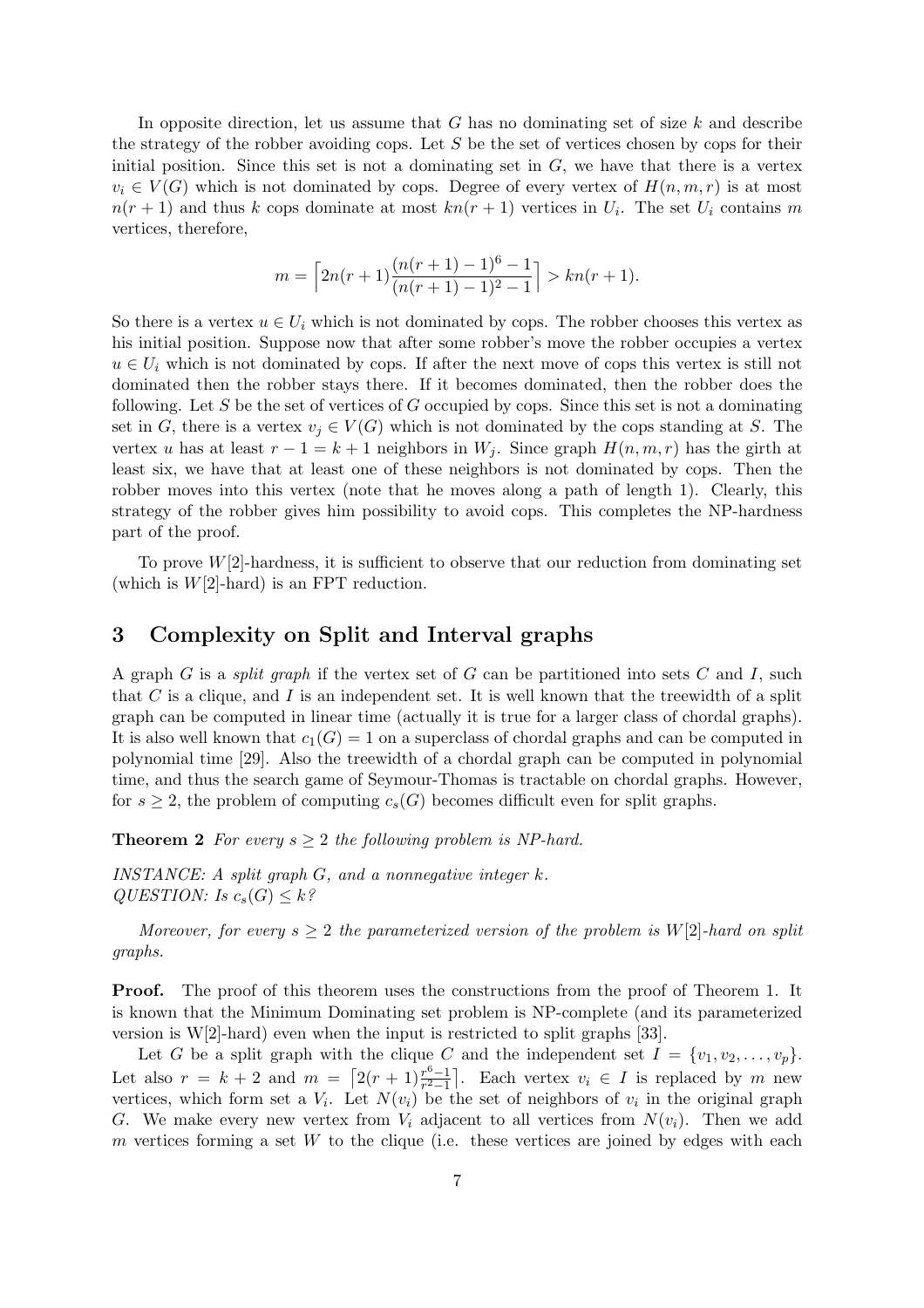In opposite direction, let us assume that $G$ has no dominating set of size $k$ and describe the strategy of the robber avoiding cops. Let $S$ be the set of vertices chosen by cops for their initial position. Since this set is not a dominating set in $G$, we have that there is a vertex $v_i \in V(G)$ which is not dominated by cops. Degree of every vertex of $H(n,m,r)$ is at most $n(r+1)$ and thus $k$ cops dominate at most $kn(r+1)$ vertices in $U_i$. The set $U_i$ contains $m$ vertices, therefore,

$$m = \left\lceil 2n(r+1)\frac{(n(r+1)-1)^6-1}{(n(r+1)-1)^2-1} \right\rceil > kn(r+1).$$

So there is a vertex $u \in U_i$ which is not dominated by cops. The robber chooses this vertex as his initial position. Suppose now that after some robber's move the robber occupies a vertex $u \in U_i$ which is not dominated by cops. If after the next move of cops this vertex is still not dominated then the robber stays there. If it becomes dominated, then the robber does the following. Let $S$ be the set of vertices of $G$ occupied by cops. Since this set is not a dominating set in $G$, there is a vertex $v_j \in V(G)$ which is not dominated by the cops standing at $S$. The vertex $u$ has at least $r-1 = k+1$ neighbors in $W_j$. Since graph $H(n,m,r)$ has the girth at least six, we have that at least one of these neighbors is not dominated by cops. Then the robber moves into this vertex (note that he moves along a path of length 1). Clearly, this strategy of the robber gives him possibility to avoid cops. This completes the NP-hardness part of the proof.

To prove $W[2]$-hardness, it is sufficient to observe that our reduction from dominating set (which is $W[2]$-hard) is an FPT reduction.

## 3 Complexity on Split and Interval graphs

A graph $G$ is a *split graph* if the vertex set of $G$ can be partitioned into sets $C$ and $I$, such that $C$ is a clique, and $I$ is an independent set. It is well known that the treewidth of a split graph can be computed in linear time (actually it is true for a larger class of chordal graphs). It is also well known that $c_1(G) = 1$ on a superclass of chordal graphs and can be computed in polynomial time [29]. Also the treewidth of a chordal graph can be computed in polynomial time, and thus the search game of Seymour-Thomas is tractable on chordal graphs. However, for $s \geq 2$, the problem of computing $c_s(G)$ becomes difficult even for split graphs.

**Theorem 2** *For every $s \geq 2$ the following problem is NP-hard.*

*INSTANCE: A split graph $G$, and a nonnegative integer $k$.*
*QUESTION: Is $c_s(G) \leq k$?*

*Moreover, for every $s \geq 2$ the parameterized version of the problem is $W[2]$-hard on split graphs.*

**Proof.** The proof of this theorem uses the constructions from the proof of Theorem 1. It is known that the Minimum Dominating set problem is NP-complete (and its parameterized version is W[2]-hard) even when the input is restricted to split graphs [33].

Let $G$ be a split graph with the clique $C$ and the independent set $I = \{v_1, v_2, \ldots, v_p\}$. Let also $r = k+2$ and $m = \left\lceil 2(r+1)\frac{r^6-1}{r^2-1} \right\rceil$. Each vertex $v_i \in I$ is replaced by $m$ new vertices, which form set a $V_i$. Let $N(v_i)$ be the set of neighbors of $v_i$ in the original graph $G$. We make every new vertex from $V_i$ adjacent to all vertices from $N(v_i)$. Then we add $m$ vertices forming a set $W$ to the clique (i.e. these vertices are joined by edges with each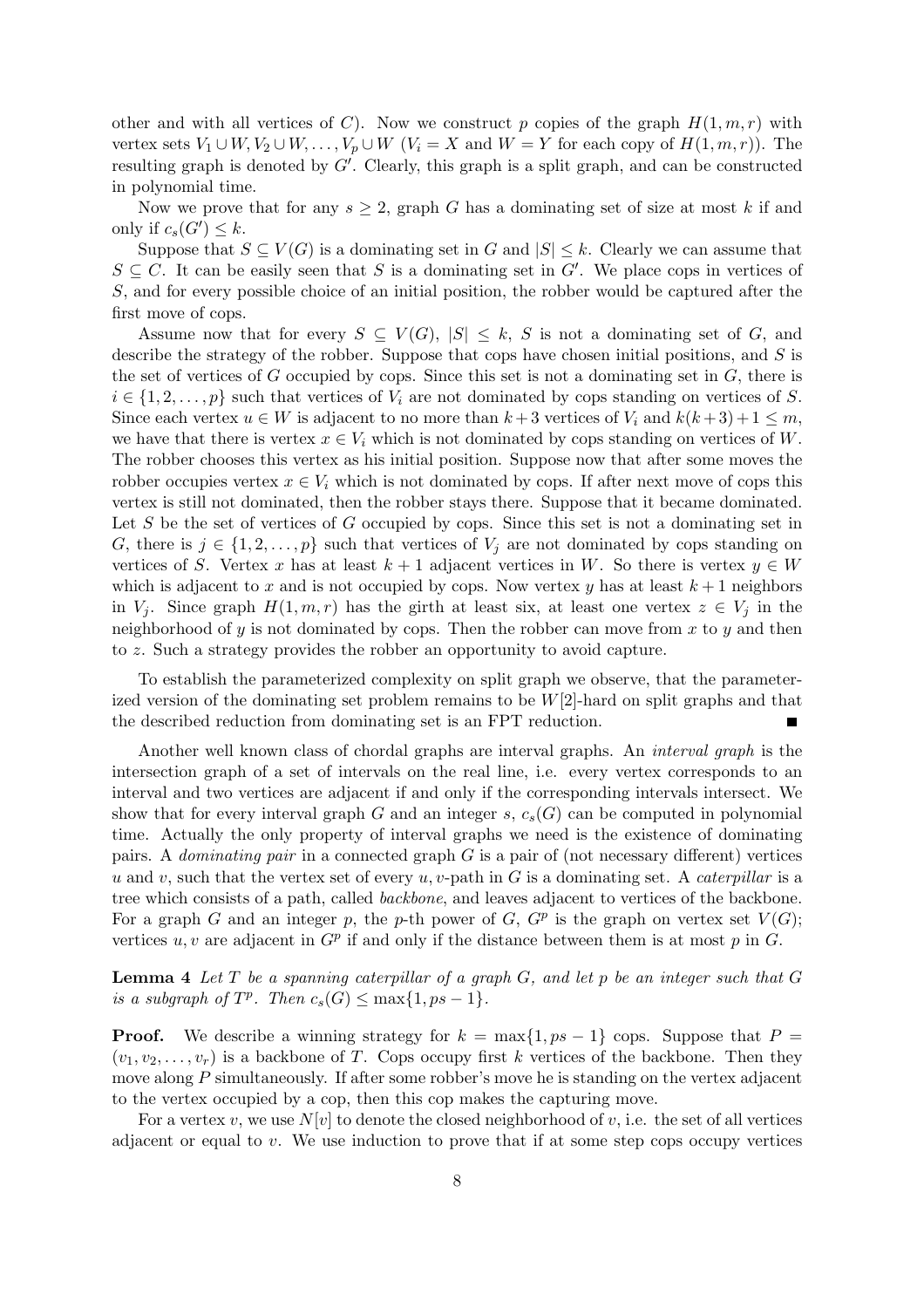other and with all vertices of $C$). Now we construct $p$ copies of the graph $H(1, m, r)$ with vertex sets $V_1 \cup W, V_2 \cup W, \ldots, V_p \cup W$ ($V_i = X$ and $W = Y$ for each copy of $H(1, m, r)$). The resulting graph is denoted by $G'$. Clearly, this graph is a split graph, and can be constructed in polynomial time.

Now we prove that for any $s \geq 2$, graph $G$ has a dominating set of size at most $k$ if and only if $c_s(G') \leq k$.

Suppose that $S \subseteq V(G)$ is a dominating set in $G$ and $|S| \leq k$. Clearly we can assume that $S \subseteq C$. It can be easily seen that $S$ is a dominating set in $G'$. We place cops in vertices of $S$, and for every possible choice of an initial position, the robber would be captured after the first move of cops.

Assume now that for every $S \subseteq V(G)$, $|S| \leq k$, $S$ is not a dominating set of $G$, and describe the strategy of the robber. Suppose that cops have chosen initial positions, and $S$ is the set of vertices of $G$ occupied by cops. Since this set is not a dominating set in $G$, there is $i \in \{1, 2, \ldots, p\}$ such that vertices of $V_i$ are not dominated by cops standing on vertices of $S$. Since each vertex $u \in W$ is adjacent to no more than $k+3$ vertices of $V_i$ and $k(k+3)+1 \leq m$, we have that there is vertex $x \in V_i$ which is not dominated by cops standing on vertices of $W$. The robber chooses this vertex as his initial position. Suppose now that after some moves the robber occupies vertex $x \in V_i$ which is not dominated by cops. If after next move of cops this vertex is still not dominated, then the robber stays there. Suppose that it became dominated. Let $S$ be the set of vertices of $G$ occupied by cops. Since this set is not a dominating set in $G$, there is $j \in \{1, 2, \ldots, p\}$ such that vertices of $V_j$ are not dominated by cops standing on vertices of $S$. Vertex $x$ has at least $k+1$ adjacent vertices in $W$. So there is vertex $y \in W$ which is adjacent to $x$ and is not occupied by cops. Now vertex $y$ has at least $k+1$ neighbors in $V_j$. Since graph $H(1, m, r)$ has the girth at least six, at least one vertex $z \in V_j$ in the neighborhood of $y$ is not dominated by cops. Then the robber can move from $x$ to $y$ and then to $z$. Such a strategy provides the robber an opportunity to avoid capture.

To establish the parameterized complexity on split graph we observe, that the parameterized version of the dominating set problem remains to be $W[2]$-hard on split graphs and that the described reduction from dominating set is an FPT reduction. ∎

Another well known class of chordal graphs are interval graphs. An *interval graph* is the intersection graph of a set of intervals on the real line, i.e. every vertex corresponds to an interval and two vertices are adjacent if and only if the corresponding intervals intersect. We show that for every interval graph $G$ and an integer $s$, $c_s(G)$ can be computed in polynomial time. Actually the only property of interval graphs we need is the existence of dominating pairs. A *dominating pair* in a connected graph $G$ is a pair of (not necessary different) vertices $u$ and $v$, such that the vertex set of every $u, v$-path in $G$ is a dominating set. A *caterpillar* is a tree which consists of a path, called *backbone*, and leaves adjacent to vertices of the backbone. For a graph $G$ and an integer $p$, the $p$-th power of $G$, $G^p$ is the graph on vertex set $V(G)$; vertices $u, v$ are adjacent in $G^p$ if and only if the distance between them is at most $p$ in $G$.

**Lemma 4** *Let $T$ be a spanning caterpillar of a graph $G$, and let $p$ be an integer such that $G$ is a subgraph of $T^p$. Then $c_s(G) \leq \max\{1, ps - 1\}$.*

**Proof.** We describe a winning strategy for $k = \max\{1, ps - 1\}$ cops. Suppose that $P = (v_1, v_2, \ldots, v_r)$ is a backbone of $T$. Cops occupy first $k$ vertices of the backbone. Then they move along $P$ simultaneously. If after some robber's move he is standing on the vertex adjacent to the vertex occupied by a cop, then this cop makes the capturing move.

For a vertex $v$, we use $N[v]$ to denote the closed neighborhood of $v$, i.e. the set of all vertices adjacent or equal to $v$. We use induction to prove that if at some step cops occupy vertices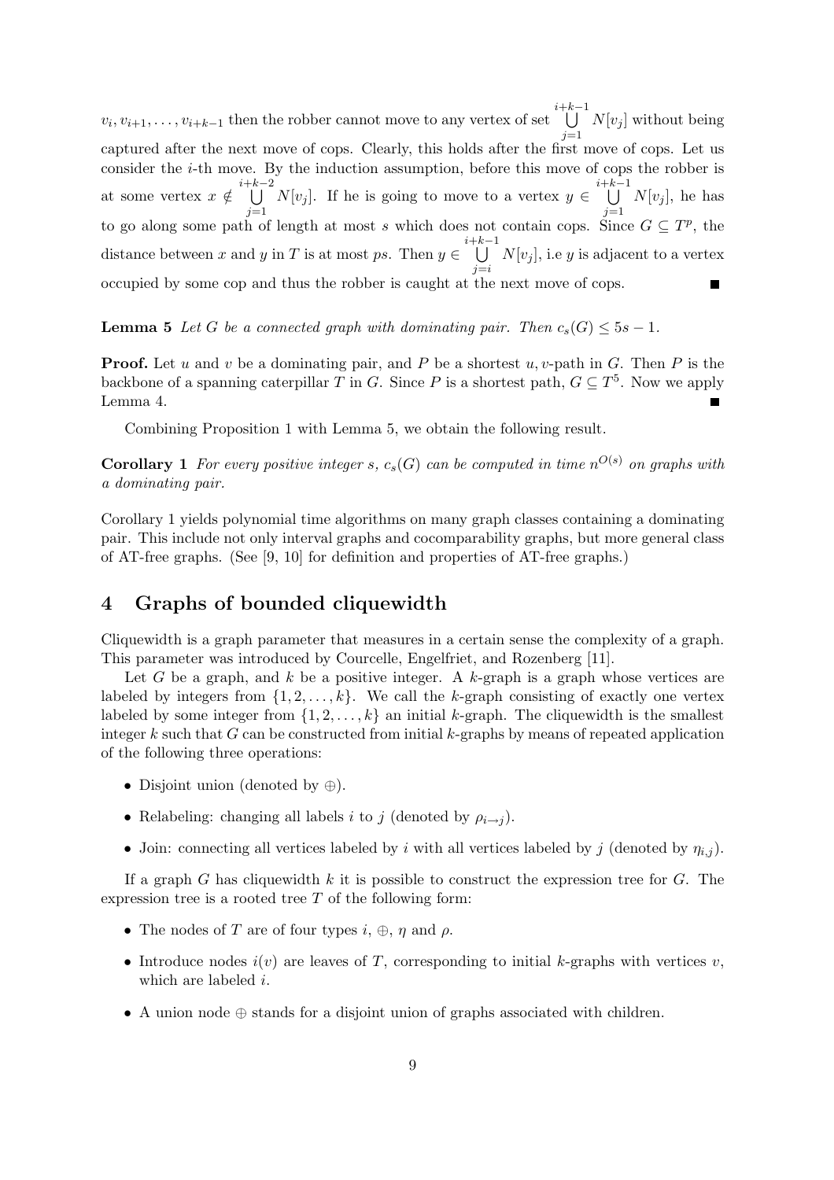$v_i, v_{i+1}, \ldots, v_{i+k-1}$ then the robber cannot move to any vertex of set $\bigcup_{j=1}^{i+k-1} N[v_j]$ without being captured after the next move of cops. Clearly, this holds after the first move of cops. Let us consider the $i$-th move. By the induction assumption, before this move of cops the robber is at some vertex $x \notin \bigcup_{j=1}^{i+k-2} N[v_j]$. If he is going to move to a vertex $y \in \bigcup_{j=1}^{i+k-1} N[v_j]$, he has to go along some path of length at most $s$ which does not contain cops. Since $G \subseteq T^p$, the distance between $x$ and $y$ in $T$ is at most $ps$. Then $y \in \bigcup_{j=i}^{i+k-1} N[v_j]$, i.e $y$ is adjacent to a vertex occupied by some cop and thus the robber is caught at the next move of cops. ∎

**Lemma 5** *Let $G$ be a connected graph with dominating pair. Then $c_s(G) \leq 5s - 1$.*

**Proof.** Let $u$ and $v$ be a dominating pair, and $P$ be a shortest $u, v$-path in $G$. Then $P$ is the backbone of a spanning caterpillar $T$ in $G$. Since $P$ is a shortest path, $G \subseteq T^5$. Now we apply Lemma 4. ∎

Combining Proposition 1 with Lemma 5, we obtain the following result.

**Corollary 1** *For every positive integer $s$, $c_s(G)$ can be computed in time $n^{O(s)}$ on graphs with a dominating pair.*

Corollary 1 yields polynomial time algorithms on many graph classes containing a dominating pair. This include not only interval graphs and cocomparability graphs, but more general class of AT-free graphs. (See [9, 10] for definition and properties of AT-free graphs.)

## 4 Graphs of bounded cliquewidth

Cliquewidth is a graph parameter that measures in a certain sense the complexity of a graph. This parameter was introduced by Courcelle, Engelfriet, and Rozenberg [11].

Let $G$ be a graph, and $k$ be a positive integer. A $k$-graph is a graph whose vertices are labeled by integers from $\{1, 2, \ldots, k\}$. We call the $k$-graph consisting of exactly one vertex labeled by some integer from $\{1, 2, \ldots, k\}$ an initial $k$-graph. The cliquewidth is the smallest integer $k$ such that $G$ can be constructed from initial $k$-graphs by means of repeated application of the following three operations:

- Disjoint union (denoted by $\oplus$).
- Relabeling: changing all labels $i$ to $j$ (denoted by $\rho_{i \to j}$).
- Join: connecting all vertices labeled by $i$ with all vertices labeled by $j$ (denoted by $\eta_{i,j}$).

If a graph $G$ has cliquewidth $k$ it is possible to construct the expression tree for $G$. The expression tree is a rooted tree $T$ of the following form:

- The nodes of $T$ are of four types $i$, $\oplus$, $\eta$ and $\rho$.
- Introduce nodes $i(v)$ are leaves of $T$, corresponding to initial $k$-graphs with vertices $v$, which are labeled $i$.
- A union node $\oplus$ stands for a disjoint union of graphs associated with children.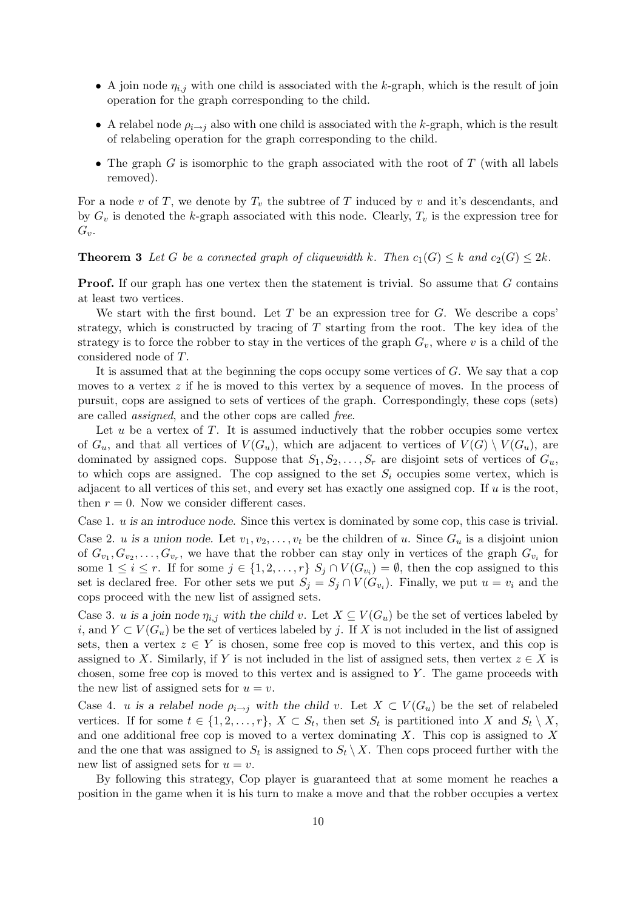- A join node $\eta_{i,j}$ with one child is associated with the $k$-graph, which is the result of join operation for the graph corresponding to the child.
- A relabel node $\rho_{i\to j}$ also with one child is associated with the $k$-graph, which is the result of relabeling operation for the graph corresponding to the child.
- The graph $G$ is isomorphic to the graph associated with the root of $T$ (with all labels removed).

For a node $v$ of $T$, we denote by $T_v$ the subtree of $T$ induced by $v$ and it's descendants, and by $G_v$ is denoted the $k$-graph associated with this node. Clearly, $T_v$ is the expression tree for $G_v$.

**Theorem 3** *Let $G$ be a connected graph of cliquewidth $k$. Then $c_1(G) \leq k$ and $c_2(G) \leq 2k$.*

**Proof.** If our graph has one vertex then the statement is trivial. So assume that $G$ contains at least two vertices.

We start with the first bound. Let $T$ be an expression tree for $G$. We describe a cops' strategy, which is constructed by tracing of $T$ starting from the root. The key idea of the strategy is to force the robber to stay in the vertices of the graph $G_v$, where $v$ is a child of the considered node of $T$.

It is assumed that at the beginning the cops occupy some vertices of $G$. We say that a cop moves to a vertex $z$ if he is moved to this vertex by a sequence of moves. In the process of pursuit, cops are assigned to sets of vertices of the graph. Correspondingly, these cops (sets) are called *assigned*, and the other cops are called *free*.

Let $u$ be a vertex of $T$. It is assumed inductively that the robber occupies some vertex of $G_u$, and that all vertices of $V(G_u)$, which are adjacent to vertices of $V(G) \setminus V(G_u)$, are dominated by assigned cops. Suppose that $S_1, S_2, \ldots, S_r$ are disjoint sets of vertices of $G_u$, to which cops are assigned. The cop assigned to the set $S_i$ occupies some vertex, which is adjacent to all vertices of this set, and every set has exactly one assigned cop. If $u$ is the root, then $r = 0$. Now we consider different cases.

Case 1. *$u$ is an introduce node.* Since this vertex is dominated by some cop, this case is trivial.

Case 2. *$u$ is a union node.* Let $v_1, v_2, \ldots, v_t$ be the children of $u$. Since $G_u$ is a disjoint union of $G_{v_1}, G_{v_2}, \ldots, G_{v_r}$, we have that the robber can stay only in vertices of the graph $G_{v_i}$ for some $1 \leq i \leq r$. If for some $j \in \{1, 2, \ldots, r\}$ $S_j \cap V(G_{v_i}) = \emptyset$, then the cop assigned to this set is declared free. For other sets we put $S_j = S_j \cap V(G_{v_i})$. Finally, we put $u = v_i$ and the cops proceed with the new list of assigned sets.

Case 3. *$u$ is a join node $\eta_{i,j}$ with the child $v$.* Let $X \subseteq V(G_u)$ be the set of vertices labeled by $i$, and $Y \subset V(G_u)$ be the set of vertices labeled by $j$. If $X$ is not included in the list of assigned sets, then a vertex $z \in Y$ is chosen, some free cop is moved to this vertex, and this cop is assigned to $X$. Similarly, if $Y$ is not included in the list of assigned sets, then vertex $z \in X$ is chosen, some free cop is moved to this vertex and is assigned to $Y$. The game proceeds with the new list of assigned sets for $u = v$.

Case 4. *$u$ is a relabel node $\rho_{i\to j}$ with the child $v$.* Let $X \subset V(G_u)$ be the set of relabeled vertices. If for some $t \in \{1, 2, \ldots, r\}$, $X \subset S_t$, then set $S_t$ is partitioned into $X$ and $S_t \setminus X$, and one additional free cop is moved to a vertex dominating $X$. This cop is assigned to $X$ and the one that was assigned to $S_t$ is assigned to $S_t \setminus X$. Then cops proceed further with the new list of assigned sets for $u = v$.

By following this strategy, Cop player is guaranteed that at some moment he reaches a position in the game when it is his turn to make a move and that the robber occupies a vertex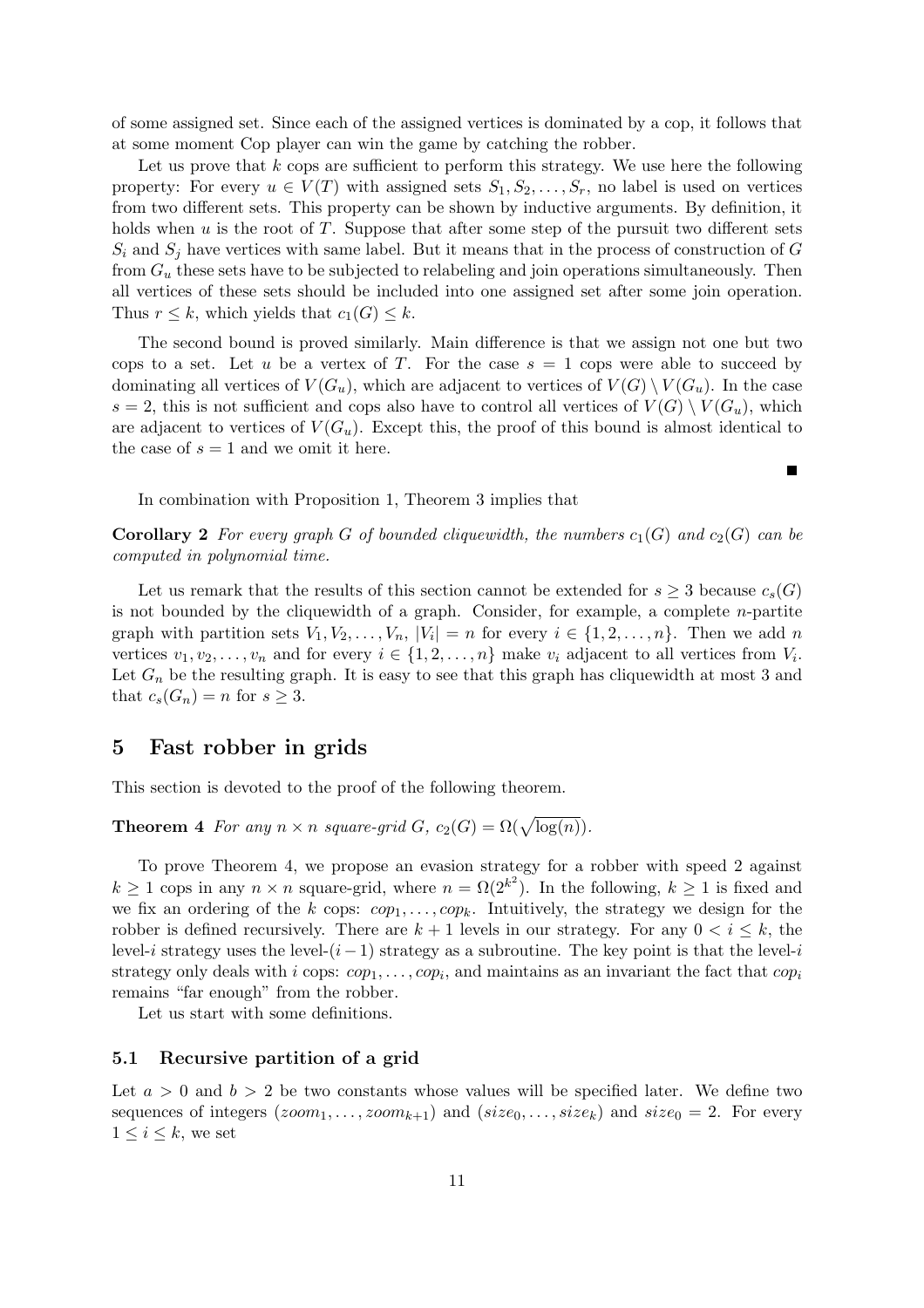of some assigned set. Since each of the assigned vertices is dominated by a cop, it follows that at some moment Cop player can win the game by catching the robber.

Let us prove that $k$ cops are sufficient to perform this strategy. We use here the following property: For every $u \in V(T)$ with assigned sets $S_1, S_2, \ldots, S_r$, no label is used on vertices from two different sets. This property can be shown by inductive arguments. By definition, it holds when $u$ is the root of $T$. Suppose that after some step of the pursuit two different sets $S_i$ and $S_j$ have vertices with same label. But it means that in the process of construction of $G$ from $G_u$ these sets have to be subjected to relabeling and join operations simultaneously. Then all vertices of these sets should be included into one assigned set after some join operation. Thus $r \leq k$, which yields that $c_1(G) \leq k$.

The second bound is proved similarly. Main difference is that we assign not one but two cops to a set. Let $u$ be a vertex of $T$. For the case $s = 1$ cops were able to succeed by dominating all vertices of $V(G_u)$, which are adjacent to vertices of $V(G) \setminus V(G_u)$. In the case $s = 2$, this is not sufficient and cops also have to control all vertices of $V(G) \setminus V(G_u)$, which are adjacent to vertices of $V(G_u)$. Except this, the proof of this bound is almost identical to the case of $s = 1$ and we omit it here.

■

In combination with Proposition 1, Theorem 3 implies that

**Corollary 2** *For every graph $G$ of bounded cliquewidth, the numbers $c_1(G)$ and $c_2(G)$ can be computed in polynomial time.*

Let us remark that the results of this section cannot be extended for $s \geq 3$ because $c_s(G)$ is not bounded by the cliquewidth of a graph. Consider, for example, a complete $n$-partite graph with partition sets $V_1, V_2, \ldots, V_n$, $|V_i| = n$ for every $i \in \{1, 2, \ldots, n\}$. Then we add $n$ vertices $v_1, v_2, \ldots, v_n$ and for every $i \in \{1, 2, \ldots, n\}$ make $v_i$ adjacent to all vertices from $V_i$. Let $G_n$ be the resulting graph. It is easy to see that this graph has cliquewidth at most 3 and that $c_s(G_n) = n$ for $s \geq 3$.

## 5 Fast robber in grids

This section is devoted to the proof of the following theorem.

**Theorem 4** *For any $n \times n$ square-grid $G$, $c_2(G) = \Omega(\sqrt{\log(n)})$.*

To prove Theorem 4, we propose an evasion strategy for a robber with speed 2 against $k \geq 1$ cops in any $n \times n$ square-grid, where $n = \Omega(2^{k^2})$. In the following, $k \geq 1$ is fixed and we fix an ordering of the $k$ cops: $cop_1, \ldots, cop_k$. Intuitively, the strategy we design for the robber is defined recursively. There are $k + 1$ levels in our strategy. For any $0 < i \leq k$, the level-$i$ strategy uses the level-$(i - 1)$ strategy as a subroutine. The key point is that the level-$i$ strategy only deals with $i$ cops: $cop_1, \ldots, cop_i$, and maintains as an invariant the fact that $cop_i$ remains "far enough" from the robber.

Let us start with some definitions.

### 5.1 Recursive partition of a grid

Let $a > 0$ and $b > 2$ be two constants whose values will be specified later. We define two sequences of integers $(zoom_1, \ldots, zoom_{k+1})$ and $(size_0, \ldots, size_k)$ and $size_0 = 2$. For every $1 \leq i \leq k$, we set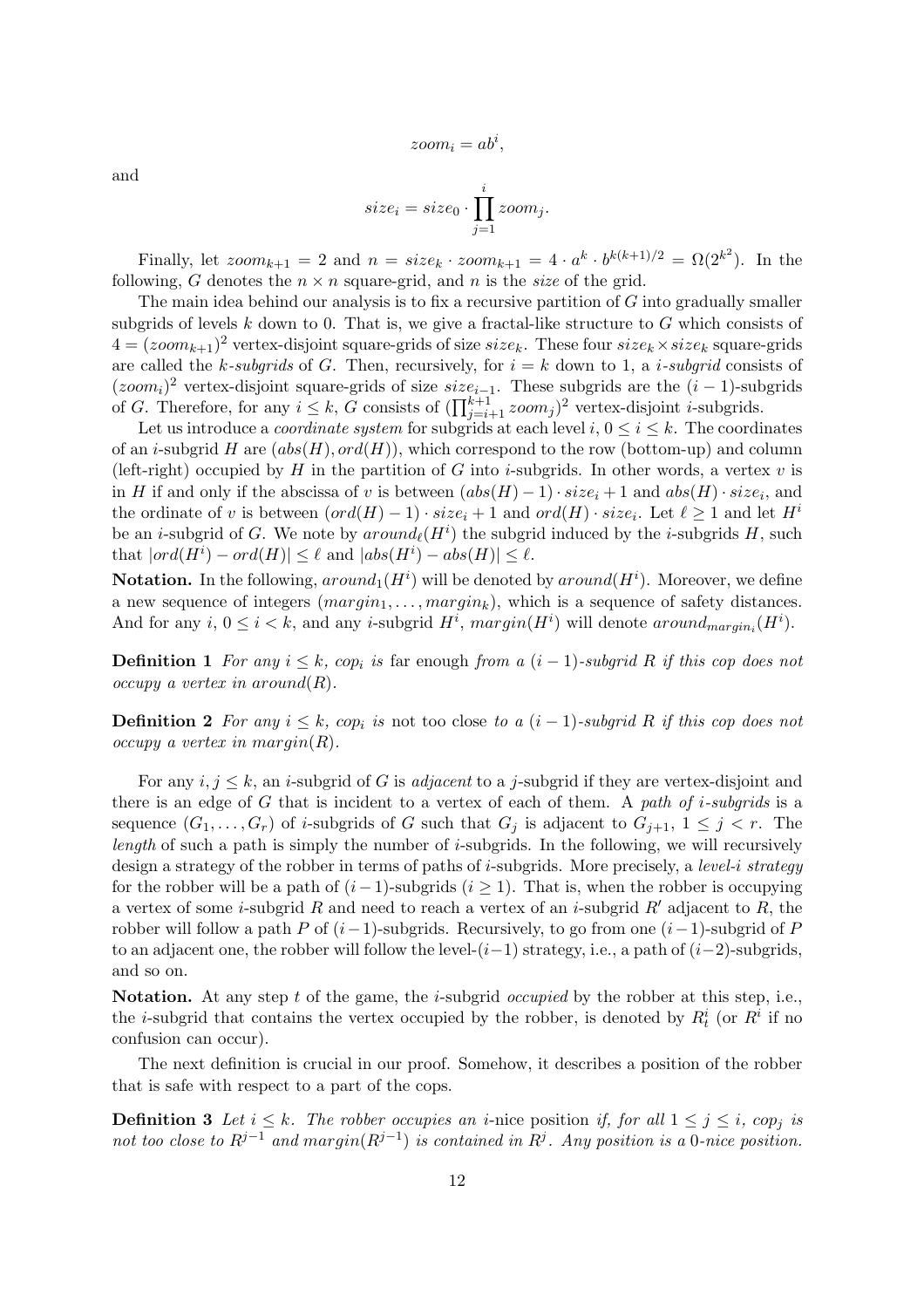$$zoom_i = ab^i,$$

and

$$size_i = size_0 \cdot \prod_{j=1}^{i} zoom_j.$$

Finally, let $zoom_{k+1} = 2$ and $n = size_k \cdot zoom_{k+1} = 4 \cdot a^k \cdot b^{k(k+1)/2} = \Omega(2^{k^2})$. In the following, $G$ denotes the $n \times n$ square-grid, and $n$ is the *size* of the grid.

The main idea behind our analysis is to fix a recursive partition of $G$ into gradually smaller subgrids of levels $k$ down to 0. That is, we give a fractal-like structure to $G$ which consists of $4 = (zoom_{k+1})^2$ vertex-disjoint square-grids of size $size_k$. These four $size_k \times size_k$ square-grids are called the *$k$-subgrids* of $G$. Then, recursively, for $i = k$ down to 1, a *$i$-subgrid* consists of $(zoom_i)^2$ vertex-disjoint square-grids of size $size_{i-1}$. These subgrids are the $(i-1)$-subgrids of $G$. Therefore, for any $i \leq k$, $G$ consists of $(\prod_{j=i+1}^{k+1} zoom_j)^2$ vertex-disjoint $i$-subgrids.

Let us introduce a *coordinate system* for subgrids at each level $i$, $0 \leq i \leq k$. The coordinates of an $i$-subgrid $H$ are $(abs(H), ord(H))$, which correspond to the row (bottom-up) and column (left-right) occupied by $H$ in the partition of $G$ into $i$-subgrids. In other words, a vertex $v$ is in $H$ if and only if the abscissa of $v$ is between $(abs(H) - 1) \cdot size_i + 1$ and $abs(H) \cdot size_i$, and the ordinate of $v$ is between $(ord(H) - 1) \cdot size_i + 1$ and $ord(H) \cdot size_i$. Let $\ell \geq 1$ and let $H^i$ be an $i$-subgrid of $G$. We note by $around_\ell(H^i)$ the subgrid induced by the $i$-subgrids $H$, such that $|ord(H^i) - ord(H)| \leq \ell$ and $|abs(H^i) - abs(H)| \leq \ell$.

**Notation.** In the following, $around_1(H^i)$ will be denoted by $around(H^i)$. Moreover, we define a new sequence of integers $(margin_1, \ldots, margin_k)$, which is a sequence of safety distances. And for any $i$, $0 \leq i < k$, and any $i$-subgrid $H^i$, $margin(H^i)$ will denote $around_{margin_i}(H^i)$.

**Definition 1** *For any $i \leq k$, $cop_i$ is* far enough *from a $(i-1)$-subgrid $R$ if this cop does not occupy a vertex in $around(R)$.*

**Definition 2** *For any $i \leq k$, $cop_i$ is* not too close *to a $(i-1)$-subgrid $R$ if this cop does not occupy a vertex in $margin(R)$.*

For any $i, j \leq k$, an $i$-subgrid of $G$ is *adjacent* to a $j$-subgrid if they are vertex-disjoint and there is an edge of $G$ that is incident to a vertex of each of them. A *path of $i$-subgrids* is a sequence $(G_1, \ldots, G_r)$ of $i$-subgrids of $G$ such that $G_j$ is adjacent to $G_{j+1}$, $1 \leq j < r$. The *length* of such a path is simply the number of $i$-subgrids. In the following, we will recursively design a strategy of the robber in terms of paths of $i$-subgrids. More precisely, a *level-$i$ strategy* for the robber will be a path of $(i-1)$-subgrids ($i \geq 1$). That is, when the robber is occupying a vertex of some $i$-subgrid $R$ and need to reach a vertex of an $i$-subgrid $R'$ adjacent to $R$, the robber will follow a path $P$ of $(i-1)$-subgrids. Recursively, to go from one $(i-1)$-subgrid of $P$ to an adjacent one, the robber will follow the level-$(i-1)$ strategy, i.e., a path of $(i-2)$-subgrids, and so on.

**Notation.** At any step $t$ of the game, the $i$-subgrid *occupied* by the robber at this step, i.e., the $i$-subgrid that contains the vertex occupied by the robber, is denoted by $R^i_t$ (or $R^i$ if no confusion can occur).

The next definition is crucial in our proof. Somehow, it describes a position of the robber that is safe with respect to a part of the cops.

**Definition 3** *Let $i \leq k$. The robber occupies an* $i$-nice position *if, for all $1 \leq j \leq i$, $cop_j$ is not too close to $R^{j-1}$ and $margin(R^{j-1})$ is contained in $R^j$. Any position is a 0-nice position.*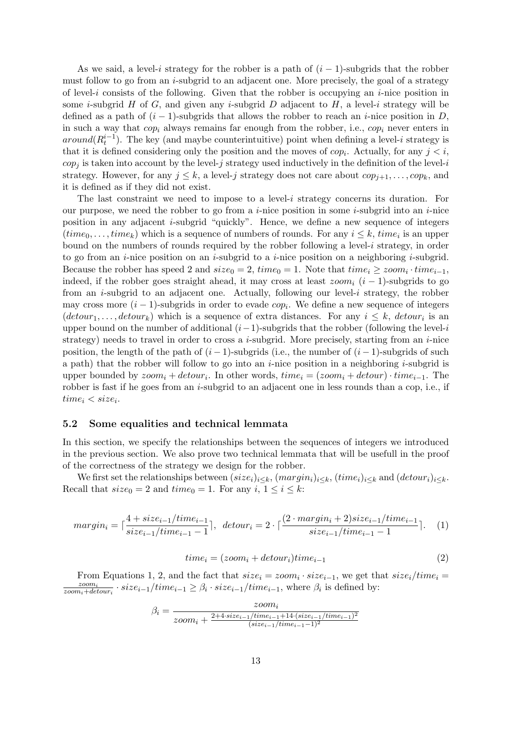As we said, a level-$i$ strategy for the robber is a path of $(i-1)$-subgrids that the robber must follow to go from an $i$-subgrid to an adjacent one. More precisely, the goal of a strategy of level-$i$ consists of the following. Given that the robber is occupying an $i$-nice position in some $i$-subgrid $H$ of $G$, and given any $i$-subgrid $D$ adjacent to $H$, a level-$i$ strategy will be defined as a path of $(i-1)$-subgrids that allows the robber to reach an $i$-nice position in $D$, in such a way that $cop_i$ always remains far enough from the robber, i.e., $cop_i$ never enters in $around(R_t^{i-1})$. The key (and maybe counterintuitive) point when defining a level-$i$ strategy is that it is defined considering only the position and the moves of $cop_i$. Actually, for any $j < i$, $cop_j$ is taken into account by the level-$j$ strategy used inductively in the definition of the level-$i$ strategy. However, for any $j \leq k$, a level-$j$ strategy does not care about $cop_{j+1}, \ldots, cop_k$, and it is defined as if they did not exist.

The last constraint we need to impose to a level-$i$ strategy concerns its duration. For our purpose, we need the robber to go from a $i$-nice position in some $i$-subgrid into an $i$-nice position in any adjacent $i$-subgrid "quickly". Hence, we define a new sequence of integers $(time_0, \ldots, time_k)$ which is a sequence of numbers of rounds. For any $i \leq k$, $time_i$ is an upper bound on the numbers of rounds required by the robber following a level-$i$ strategy, in order to go from an $i$-nice position on an $i$-subgrid to a $i$-nice position on a neighboring $i$-subgrid. Because the robber has speed 2 and $size_0 = 2$, $time_0 = 1$. Note that $time_i \geq zoom_i \cdot time_{i-1}$, indeed, if the robber goes straight ahead, it may cross at least $zoom_i$ $(i-1)$-subgrids to go from an $i$-subgrid to an adjacent one. Actually, following our level-$i$ strategy, the robber may cross more $(i-1)$-subgrids in order to evade $cop_i$. We define a new sequence of integers $(detour_1, \ldots, detour_k)$ which is a sequence of extra distances. For any $i \leq k$, $detour_i$ is an upper bound on the number of additional $(i-1)$-subgrids that the robber (following the level-$i$ strategy) needs to travel in order to cross a $i$-subgrid. More precisely, starting from an $i$-nice position, the length of the path of $(i-1)$-subgrids (i.e., the number of $(i-1)$-subgrids of such a path) that the robber will follow to go into an $i$-nice position in a neighboring $i$-subgrid is upper bounded by $zoom_i + detour_i$. In other words, $time_i = (zoom_i + detour) \cdot time_{i-1}$. The robber is fast if he goes from an $i$-subgrid to an adjacent one in less rounds than a cop, i.e., if $time_i < size_i$.

### 5.2 Some equalities and technical lemmata

In this section, we specify the relationships between the sequences of integers we introduced in the previous section. We also prove two technical lemmata that will be usefull in the proof of the correctness of the strategy we design for the robber.

We first set the relationships between $(size_i)_{i \leq k}$, $(margin_i)_{i \leq k}$, $(time_i)_{i \leq k}$ and $(detour_i)_{i \leq k}$. Recall that $size_0 = 2$ and $time_0 = 1$. For any $i$, $1 \leq i \leq k$:

$$margin_i = \lceil \frac{4 + size_{i-1}/time_{i-1}}{size_{i-1}/time_{i-1} - 1} \rceil, \;\; detour_i = 2 \cdot \lceil \frac{(2 \cdot margin_i + 2) size_{i-1}/time_{i-1}}{size_{i-1}/time_{i-1} - 1} \rceil. \quad (1)$$

$$time_i = (zoom_i + detour_i) time_{i-1} \quad (2)$$

From Equations 1, 2, and the fact that $size_i = zoom_i \cdot size_{i-1}$, we get that $size_i/time_i = \frac{zoom_i}{zoom_i + detour_i} \cdot size_{i-1}/time_{i-1} \geq \beta_i \cdot size_{i-1}/time_{i-1}$, where $\beta_i$ is defined by:

$$\beta_i = \frac{zoom_i}{zoom_i + \frac{2 + 4 \cdot size_{i-1}/time_{i-1} + 14 \cdot (size_{i-1}/time_{i-1})^2}{(size_{i-1}/time_{i-1} - 1)^2}}$$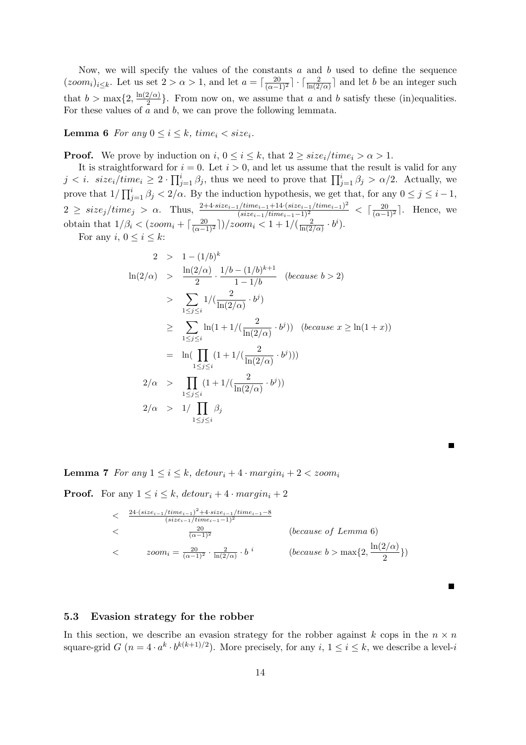Now, we will specify the values of the constants $a$ and $b$ used to define the sequence $(zoom_i)_{i \le k}$. Let us set $2 > \alpha > 1$, and let $a = \lceil \frac{20}{(\alpha-1)^2} \rceil \cdot \lceil \frac{2}{\ln(2/\alpha)} \rceil$ and let $b$ be an integer such that $b > \max\{2, \frac{\ln(2/\alpha)}{2}\}$. From now on, we assume that $a$ and $b$ satisfy these (in)equalities. For these values of $a$ and $b$, we can prove the following lemmata.

**Lemma 6** *For any $0 \le i \le k$, $time_i < size_i$.*

**Proof.** We prove by induction on $i$, $0 \le i \le k$, that $2 \ge size_i/time_i > \alpha > 1$.

It is straightforward for $i = 0$. Let $i > 0$, and let us assume that the result is valid for any $j < i$. $size_i/time_i \ge 2 \cdot \prod_{j=1}^{i} \beta_j$, thus we need to prove that $\prod_{j=1}^{i} \beta_j > \alpha/2$. Actually, we prove that $1/\prod_{j=1}^{i} \beta_j < 2/\alpha$. By the induction hypothesis, we get that, for any $0 \le j \le i-1$, $2 \ge size_j/time_j > \alpha$. Thus, $\frac{2+4 \cdot size_{i-1}/time_{i-1}+14 \cdot (size_{i-1}/time_{i-1})^2}{(size_{i-1}/time_{i-1}-1)^2} < \lceil \frac{20}{(\alpha-1)^2} \rceil$. Hence, we obtain that $1/\beta_i < (zoom_i + \lceil \frac{20}{(\alpha-1)^2} \rceil)/zoom_i < 1 + 1/(\frac{2}{\ln(2/\alpha)} \cdot b^i)$.

For any $i$, $0 \le i \le k$:

$$
\begin{aligned}
2 &> 1 - (1/b)^k \\
\ln(2/\alpha) &> \frac{\ln(2/\alpha)}{2} \cdot \frac{1/b - (1/b)^{k+1}}{1 - 1/b} \quad (\textit{because } b > 2) \\
&> \sum_{1 \le j \le i} 1/(\frac{2}{\ln(2/\alpha)} \cdot b^j) \\
&\ge \sum_{1 \le j \le i} \ln(1 + 1/(\frac{2}{\ln(2/\alpha)} \cdot b^j)) \quad (\textit{because } x \ge \ln(1+x)) \\
&= \ln(\prod_{1 \le j \le i} (1 + 1/(\frac{2}{\ln(2/\alpha)} \cdot b^j))) \\
2/\alpha &> \prod_{1 \le j \le i} (1 + 1/(\frac{2}{\ln(2/\alpha)} \cdot b^j)) \\
2/\alpha &> 1/\prod_{1 \le j \le i} \beta_j
\end{aligned}
$$

■

**Lemma 7** *For any $1 \le i \le k$, $detour_i + 4 \cdot margin_i + 2 < zoom_i$*

**Proof.** For any $1 \le i \le k$, $detour_i + 4 \cdot margin_i + 2$

$$
\begin{aligned}
&< \frac{24 \cdot (size_{i-1}/time_{i-1})^2 + 4 \cdot size_{i-1}/time_{i-1} - 8}{(size_{i-1}/time_{i-1} - 1)^2} \\
&< \frac{20}{(\alpha-1)^2} && (\textit{because of Lemma } 6) \\
&< zoom_i = \frac{20}{(\alpha-1)^2} \cdot \frac{2}{\ln(2/\alpha)} \cdot b^{\,i} && (\textit{because } b > \max\{2, \frac{\ln(2/\alpha)}{2}\})
\end{aligned}
$$

■

### 5.3 Evasion strategy for the robber

In this section, we describe an evasion strategy for the robber against $k$ cops in the $n \times n$ square-grid $G$ ($n = 4 \cdot a^k \cdot b^{k(k+1)/2}$). More precisely, for any $i$, $1 \le i \le k$, we describe a level-$i$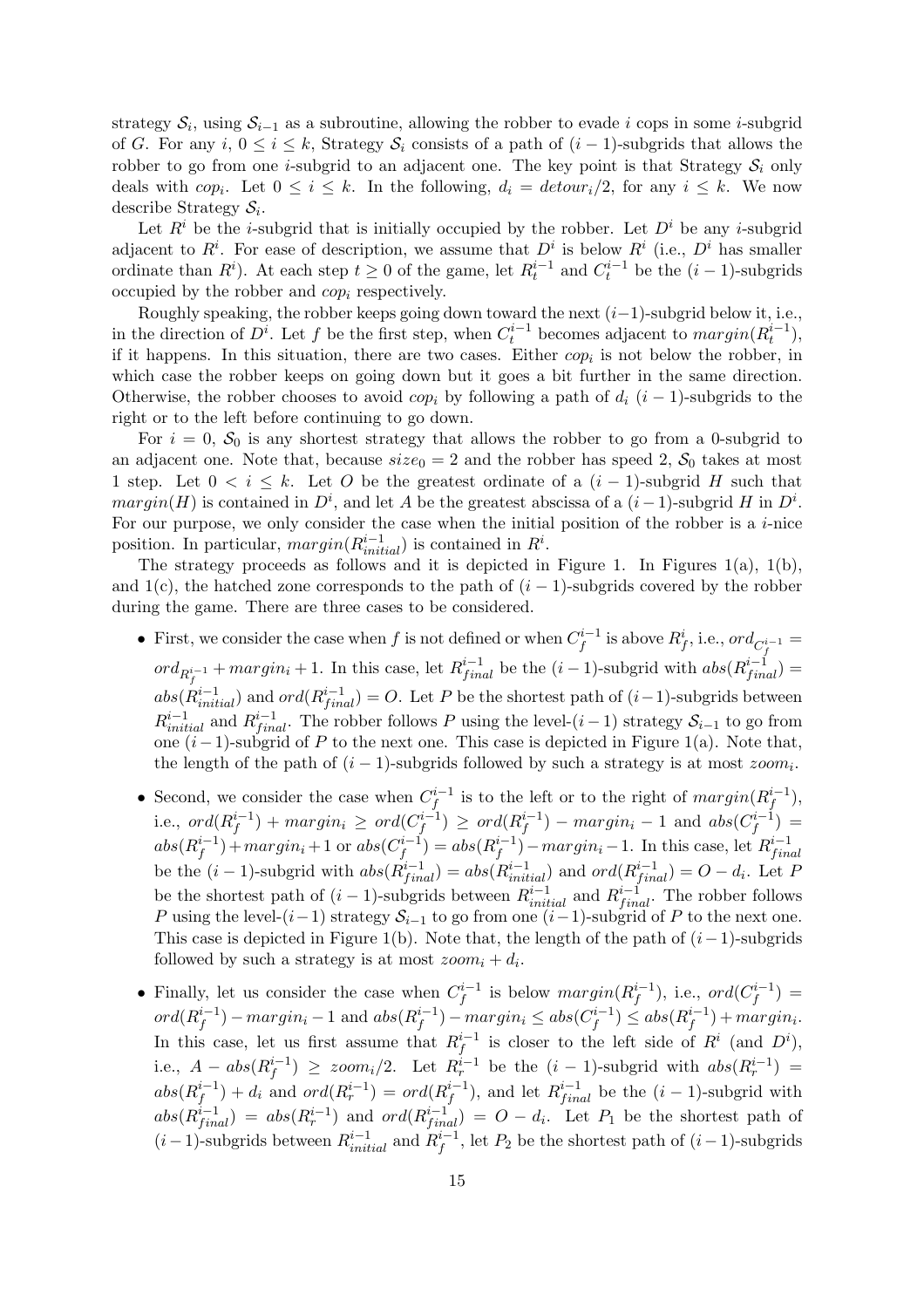strategy $\mathcal{S}_i$, using $\mathcal{S}_{i-1}$ as a subroutine, allowing the robber to evade $i$ cops in some $i$-subgrid of $G$. For any $i$, $0 \leq i \leq k$, Strategy $\mathcal{S}_i$ consists of a path of $(i-1)$-subgrids that allows the robber to go from one $i$-subgrid to an adjacent one. The key point is that Strategy $\mathcal{S}_i$ only deals with $cop_i$. Let $0 \leq i \leq k$. In the following, $d_i = detour_i/2$, for any $i \leq k$. We now describe Strategy $\mathcal{S}_i$.

Let $R^i$ be the $i$-subgrid that is initially occupied by the robber. Let $D^i$ be any $i$-subgrid adjacent to $R^i$. For ease of description, we assume that $D^i$ is below $R^i$ (i.e., $D^i$ has smaller ordinate than $R^i$). At each step $t \geq 0$ of the game, let $R^{i-1}_t$ and $C^{i-1}_t$ be the $(i-1)$-subgrids occupied by the robber and $cop_i$ respectively.

Roughly speaking, the robber keeps going down toward the next $(i-1)$-subgrid below it, i.e., in the direction of $D^i$. Let $f$ be the first step, when $C^{i-1}_t$ becomes adjacent to $margin(R^{i-1}_t)$, if it happens. In this situation, there are two cases. Either $cop_i$ is not below the robber, in which case the robber keeps on going down but it goes a bit further in the same direction. Otherwise, the robber chooses to avoid $cop_i$ by following a path of $d_i$ $(i-1)$-subgrids to the right or to the left before continuing to go down.

For $i = 0$, $\mathcal{S}_0$ is any shortest strategy that allows the robber to go from a 0-subgrid to an adjacent one. Note that, because $size_0 = 2$ and the robber has speed 2, $\mathcal{S}_0$ takes at most 1 step. Let $0 < i \leq k$. Let $O$ be the greatest ordinate of a $(i-1)$-subgrid $H$ such that $margin(H)$ is contained in $D^i$, and let $A$ be the greatest abscissa of a $(i-1)$-subgrid $H$ in $D^i$. For our purpose, we only consider the case when the initial position of the robber is a $i$-nice position. In particular, $margin(R^{i-1}_{initial})$ is contained in $R^i$.

The strategy proceeds as follows and it is depicted in Figure 1. In Figures 1(a), 1(b), and 1(c), the hatched zone corresponds to the path of $(i-1)$-subgrids covered by the robber during the game. There are three cases to be considered.

- First, we consider the case when $f$ is not defined or when $C^{i-1}_f$ is above $R^i_f$, i.e., $ord_{C^{i-1}_f} = ord_{R^{i-1}_f} + margin_i + 1$. In this case, let $R^{i-1}_{final}$ be the $(i-1)$-subgrid with $abs(R^{i-1}_{final}) = abs(R^{i-1}_{initial})$ and $ord(R^{i-1}_{final}) = O$. Let $P$ be the shortest path of $(i-1)$-subgrids between $R^{i-1}_{initial}$ and $R^{i-1}_{final}$. The robber follows $P$ using the level-$(i-1)$ strategy $\mathcal{S}_{i-1}$ to go from one $(i-1)$-subgrid of $P$ to the next one. This case is depicted in Figure 1(a). Note that, the length of the path of $(i-1)$-subgrids followed by such a strategy is at most $zoom_i$.
- Second, we consider the case when $C^{i-1}_f$ is to the left or to the right of $margin(R^{i-1}_f)$, i.e., $ord(R^{i-1}_f) + margin_i \geq ord(C^{i-1}_f) \geq ord(R^{i-1}_f) - margin_i - 1$ and $abs(C^{i-1}_f) = abs(R^{i-1}_f) + margin_i + 1$ or $abs(C^{i-1}_f) = abs(R^{i-1}_f) - margin_i - 1$. In this case, let $R^{i-1}_{final}$ be the $(i-1)$-subgrid with $abs(R^{i-1}_{final}) = abs(R^{i-1}_{initial})$ and $ord(R^{i-1}_{final}) = O - d_i$. Let $P$ be the shortest path of $(i-1)$-subgrids between $R^{i-1}_{initial}$ and $R^{i-1}_{final}$. The robber follows $P$ using the level-$(i-1)$ strategy $\mathcal{S}_{i-1}$ to go from one $(i-1)$-subgrid of $P$ to the next one. This case is depicted in Figure 1(b). Note that, the length of the path of $(i-1)$-subgrids followed by such a strategy is at most $zoom_i + d_i$.
- Finally, let us consider the case when $C^{i-1}_f$ is below $margin(R^{i-1}_f)$, i.e., $ord(C^{i-1}_f) = ord(R^{i-1}_f) - margin_i - 1$ and $abs(R^{i-1}_f) - margin_i \leq abs(C^{i-1}_f) \leq abs(R^{i-1}_f) + margin_i$. In this case, let us first assume that $R^{i-1}_f$ is closer to the left side of $R^i$ (and $D^i$), i.e., $A - abs(R^{i-1}_f) \geq zoom_i/2$. Let $R^{i-1}_r$ be the $(i-1)$-subgrid with $abs(R^{i-1}_r) = abs(R^{i-1}_f) + d_i$ and $ord(R^{i-1}_r) = ord(R^{i-1}_f)$, and let $R^{i-1}_{final}$ be the $(i-1)$-subgrid with $abs(R^{i-1}_{final}) = abs(R^{i-1}_r)$ and $ord(R^{i-1}_{final}) = O - d_i$. Let $P_1$ be the shortest path of $(i-1)$-subgrids between $R^{i-1}_{initial}$ and $R^{i-1}_f$, let $P_2$ be the shortest path of $(i-1)$-subgrids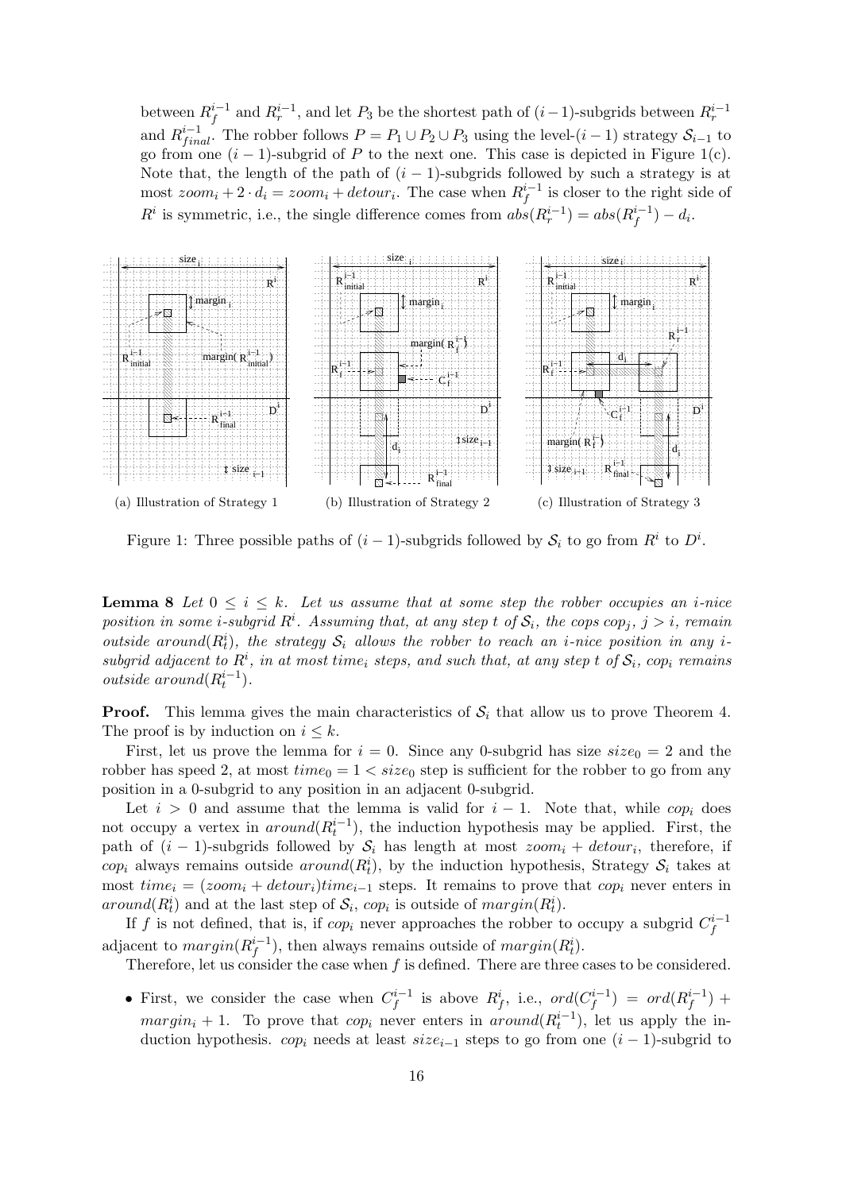between $R^{i-1}_f$ and $R^{i-1}_r$, and let $P_3$ be the shortest path of $(i-1)$-subgrids between $R^{i-1}_r$ and $R^{i-1}_{final}$. The robber follows $P = P_1 \cup P_2 \cup P_3$ using the level-$(i-1)$ strategy $\mathcal{S}_{i-1}$ to go from one $(i-1)$-subgrid of $P$ to the next one. This case is depicted in Figure 1(c). Note that, the length of the path of $(i-1)$-subgrids followed by such a strategy is at most $zoom_i + 2 \cdot d_i = zoom_i + detour_i$. The case when $R^{i-1}_f$ is closer to the right side of $R^i$ is symmetric, i.e., the single difference comes from $abs(R^{i-1}_r) = abs(R^{i-1}_f) - d_i$.

(a) Illustration of Strategy 1 (b) Illustration of Strategy 2 (c) Illustration of Strategy 3

Figure 1: Three possible paths of $(i-1)$-subgrids followed by $\mathcal{S}_i$ to go from $R^i$ to $D^i$.

**Lemma 8** *Let $0 \leq i \leq k$. Let us assume that at some step the robber occupies an $i$-nice position in some $i$-subgrid $R^i$. Assuming that, at any step $t$ of $\mathcal{S}_i$, the cops $cop_j$, $j > i$, remain outside $around(R^i_t)$, the strategy $\mathcal{S}_i$ allows the robber to reach an $i$-nice position in any $i$-subgrid adjacent to $R^i$, in at most $time_i$ steps, and such that, at any step $t$ of $\mathcal{S}_i$, $cop_i$ remains outside $around(R^{i-1}_t)$.*

**Proof.** This lemma gives the main characteristics of $\mathcal{S}_i$ that allow us to prove Theorem 4. The proof is by induction on $i \leq k$.

First, let us prove the lemma for $i = 0$. Since any 0-subgrid has size $size_0 = 2$ and the robber has speed 2, at most $time_0 = 1 < size_0$ step is sufficient for the robber to go from any position in a 0-subgrid to any position in an adjacent 0-subgrid.

Let $i > 0$ and assume that the lemma is valid for $i - 1$. Note that, while $cop_i$ does not occupy a vertex in $around(R^{i-1}_t)$, the induction hypothesis may be applied. First, the path of $(i-1)$-subgrids followed by $\mathcal{S}_i$ has length at most $zoom_i + detour_i$, therefore, if $cop_i$ always remains outside $around(R^i_t)$, by the induction hypothesis, Strategy $\mathcal{S}_i$ takes at most $time_i = (zoom_i + detour_i)time_{i-1}$ steps. It remains to prove that $cop_i$ never enters in $around(R^i_t)$ and at the last step of $\mathcal{S}_i$, $cop_i$ is outside of $margin(R^i_t)$.

If $f$ is not defined, that is, if $cop_i$ never approaches the robber to occupy a subgrid $C^{i-1}_f$ adjacent to $margin(R^{i-1}_f)$, then always remains outside of $margin(R^i_t)$.

Therefore, let us consider the case when $f$ is defined. There are three cases to be considered.

- First, we consider the case when $C^{i-1}_f$ is above $R^i_f$, i.e., $ord(C^{i-1}_f) = ord(R^{i-1}_f) + margin_i + 1$. To prove that $cop_i$ never enters in $around(R^{i-1}_t)$, let us apply the induction hypothesis. $cop_i$ needs at least $size_{i-1}$ steps to go from one $(i-1)$-subgrid to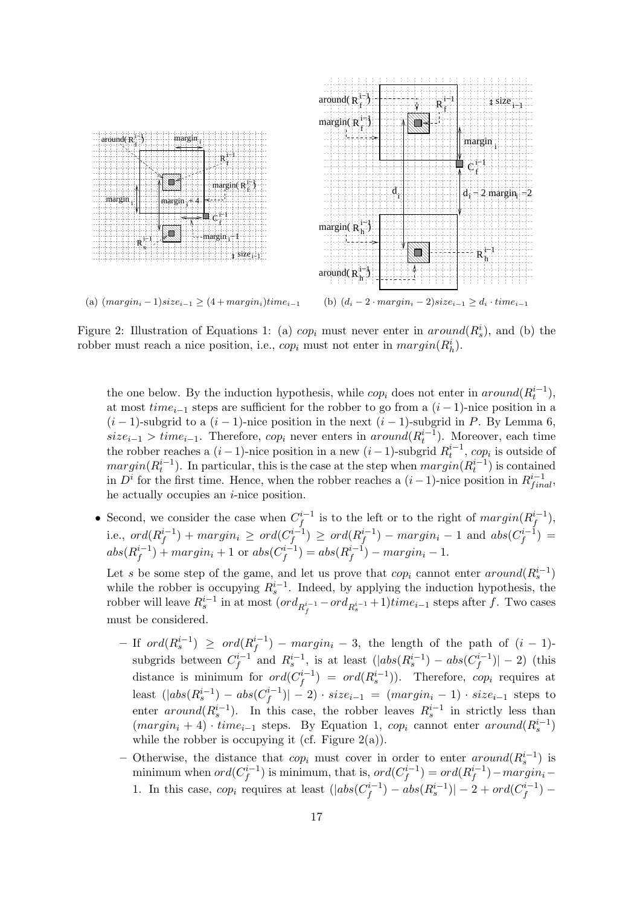(a) $(margin_i - 1)size_{i-1} \geq (4 + margin_i)time_{i-1}$

(b) $(d_i - 2 \cdot margin_i - 2)size_{i-1} \geq d_i \cdot time_{i-1}$

Figure 2: Illustration of Equations 1: (a) $cop_i$ must never enter in $around(R^i_s)$, and (b) the robber must reach a nice position, i.e., $cop_i$ must not enter in $margin(R^i_h)$.

the one below. By the induction hypothesis, while $cop_i$ does not enter in $around(R^{i-1}_t)$, at most $time_{i-1}$ steps are sufficient for the robber to go from a $(i-1)$-nice position in a $(i-1)$-subgrid to a $(i-1)$-nice position in the next $(i-1)$-subgrid in $P$. By Lemma 6, $size_{i-1} > time_{i-1}$. Therefore, $cop_i$ never enters in $around(R^{i-1}_t)$. Moreover, each time the robber reaches a $(i-1)$-nice position in a new $(i-1)$-subgrid $R^{i-1}_t$, $cop_i$ is outside of $margin(R^{i-1}_t)$. In particular, this is the case at the step when $margin(R^{i-1}_t)$ is contained in $D^i$ for the first time. Hence, when the robber reaches a $(i-1)$-nice position in $R^{i-1}_{final}$, he actually occupies an $i$-nice position.

- Second, we consider the case when $C^{i-1}_f$ is to the left or to the right of $margin(R^{i-1}_f)$, i.e., $ord(R^{i-1}_f) + margin_i \geq ord(C^{i-1}_f) \geq ord(R^{i-1}_f) - margin_i - 1$ and $abs(C^{i-1}_f) = abs(R^{i-1}_f) + margin_i + 1$ or $abs(C^{i-1}_f) = abs(R^{i-1}_f) - margin_i - 1$.

  Let $s$ be some step of the game, and let us prove that $cop_i$ cannot enter $around(R^{i-1}_s)$ while the robber is occupying $R^{i-1}_s$. Indeed, by applying the induction hypothesis, the robber will leave $R^{i-1}_s$ in at most $(ord_{R^{i-1}_f} - ord_{R^{i-1}_s} + 1)time_{i-1}$ steps after $f$. Two cases must be considered.

  - If $ord(R^{i-1}_s) \geq ord(R^{i-1}_f) - margin_i - 3$, the length of the path of $(i-1)$-subgrids between $C^{i-1}_f$ and $R^{i-1}_s$, is at least $(|abs(R^{i-1}_s) - abs(C^{i-1}_f)| - 2)$ (this distance is minimum for $ord(C^{i-1}_f) = ord(R^{i-1}_s)$). Therefore, $cop_i$ requires at least $(|abs(R^{i-1}_s) - abs(C^{i-1}_f)| - 2) \cdot size_{i-1} = (margin_i - 1) \cdot size_{i-1}$ steps to enter $around(R^{i-1}_s)$. In this case, the robber leaves $R^{i-1}_s$ in strictly less than $(margin_i + 4) \cdot time_{i-1}$ steps. By Equation 1, $cop_i$ cannot enter $around(R^{i-1}_s)$ while the robber is occupying it (cf. Figure 2(a)).
  - Otherwise, the distance that $cop_i$ must cover in order to enter $around(R^{i-1}_s)$ is minimum when $ord(C^{i-1}_f)$ is minimum, that is, $ord(C^{i-1}_f) = ord(R^{i-1}_f) - margin_i - 1$. In this case, $cop_i$ requires at least $(|abs(C^{i-1}_f) - abs(R^{i-1}_s)| - 2 + ord(C^{i-1}_f) -$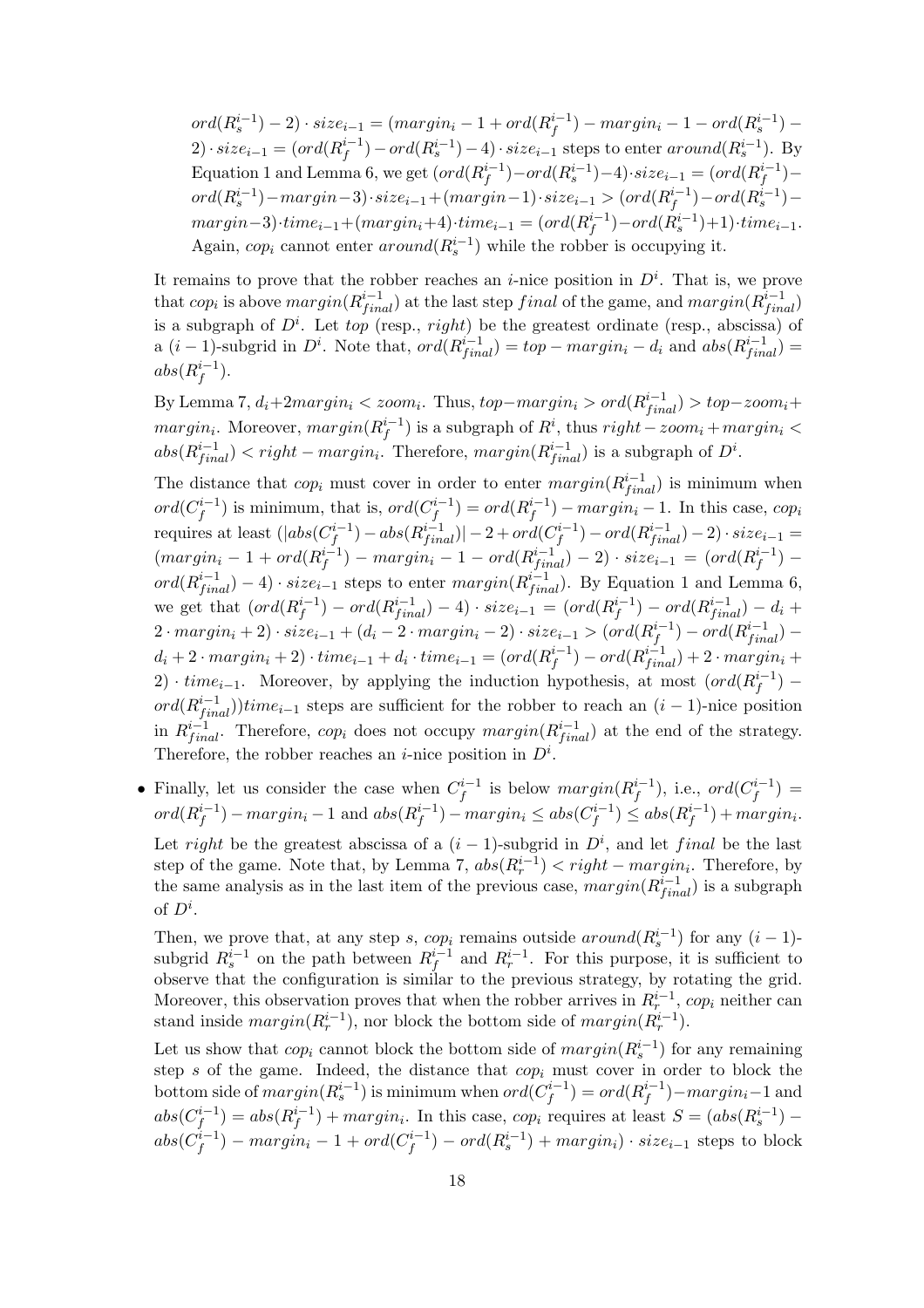$ord(R_s^{i-1}) - 2) \cdot size_{i-1} = (margin_i - 1 + ord(R_f^{i-1}) - margin_i - 1 - ord(R_s^{i-1}) - 2) \cdot size_{i-1} = (ord(R_f^{i-1}) - ord(R_s^{i-1}) - 4) \cdot size_{i-1}$ steps to enter $around(R_s^{i-1})$. By Equation 1 and Lemma 6, we get $(ord(R_f^{i-1}) - ord(R_s^{i-1}) - 4) \cdot size_{i-1} = (ord(R_f^{i-1}) - ord(R_s^{i-1}) - margin - 3) \cdot size_{i-1} + (margin - 1) \cdot size_{i-1} > (ord(R_f^{i-1}) - ord(R_s^{i-1}) - margin - 3) \cdot time_{i-1} + (margin_i + 4) \cdot time_{i-1} = (ord(R_f^{i-1}) - ord(R_s^{i-1}) + 1) \cdot time_{i-1}$. Again, $cop_i$ cannot enter $around(R_s^{i-1})$ while the robber is occupying it.

It remains to prove that the robber reaches an $i$-nice position in $D^i$. That is, we prove that $cop_i$ is above $margin(R_{final}^{i-1})$ at the last step $final$ of the game, and $margin(R_{final}^{i-1})$ is a subgraph of $D^i$. Let $top$ (resp., $right$) be the greatest ordinate (resp., abscissa) of a $(i-1)$-subgrid in $D^i$. Note that, $ord(R_{final}^{i-1}) = top - margin_i - d_i$ and $abs(R_{final}^{i-1}) = abs(R_f^{i-1})$.

By Lemma 7, $d_i + 2margin_i < zoom_i$. Thus, $top - margin_i > ord(R_{final}^{i-1}) > top - zoom_i + margin_i$. Moreover, $margin(R_f^{i-1})$ is a subgraph of $R^i$, thus $right - zoom_i + margin_i < abs(R_{final}^{i-1}) < right - margin_i$. Therefore, $margin(R_{final}^{i-1})$ is a subgraph of $D^i$.

The distance that $cop_i$ must cover in order to enter $margin(R_{final}^{i-1})$ is minimum when $ord(C_f^{i-1})$ is minimum, that is, $ord(C_f^{i-1}) = ord(R_f^{i-1}) - margin_i - 1$. In this case, $cop_i$ requires at least $(|abs(C_f^{i-1}) - abs(R_{final}^{i-1})| - 2 + ord(C_f^{i-1}) - ord(R_{final}^{i-1}) - 2) \cdot size_{i-1} = (margin_i - 1 + ord(R_f^{i-1}) - margin_i - 1 - ord(R_{final}^{i-1}) - 2) \cdot size_{i-1} = (ord(R_f^{i-1}) - ord(R_{final}^{i-1}) - 4) \cdot size_{i-1}$ steps to enter $margin(R_{final}^{i-1})$. By Equation 1 and Lemma 6, we get that $(ord(R_f^{i-1}) - ord(R_{final}^{i-1}) - 4) \cdot size_{i-1} = (ord(R_f^{i-1}) - ord(R_{final}^{i-1}) - d_i + 2 \cdot margin_i + 2) \cdot size_{i-1} + (d_i - 2 \cdot margin_i - 2) \cdot size_{i-1} > (ord(R_f^{i-1}) - ord(R_{final}^{i-1}) - d_i + 2 \cdot margin_i + 2) \cdot time_{i-1} + d_i \cdot time_{i-1} = (ord(R_f^{i-1}) - ord(R_{final}^{i-1}) + 2 \cdot margin_i + 2) \cdot time_{i-1}$. Moreover, by applying the induction hypothesis, at most $(ord(R_f^{i-1}) - ord(R_{final}^{i-1}))time_{i-1}$ steps are sufficient for the robber to reach an $(i-1)$-nice position in $R_{final}^{i-1}$. Therefore, $cop_i$ does not occupy $margin(R_{final}^{i-1})$ at the end of the strategy. Therefore, the robber reaches an $i$-nice position in $D^i$.

- Finally, let us consider the case when $C_f^{i-1}$ is below $margin(R_f^{i-1})$, i.e., $ord(C_f^{i-1}) = ord(R_f^{i-1}) - margin_i - 1$ and $abs(R_f^{i-1}) - margin_i \leq abs(C_f^{i-1}) \leq abs(R_f^{i-1}) + margin_i$.

  Let $right$ be the greatest abscissa of a $(i-1)$-subgrid in $D^i$, and let $final$ be the last step of the game. Note that, by Lemma 7, $abs(R_r^{i-1}) < right - margin_i$. Therefore, by the same analysis as in the last item of the previous case, $margin(R_{final}^{i-1})$ is a subgraph of $D^i$.

  Then, we prove that, at any step $s$, $cop_i$ remains outside $around(R_s^{i-1})$ for any $(i-1)$-subgrid $R_s^{i-1}$ on the path between $R_f^{i-1}$ and $R_r^{i-1}$. For this purpose, it is sufficient to observe that the configuration is similar to the previous strategy, by rotating the grid. Moreover, this observation proves that when the robber arrives in $R_r^{i-1}$, $cop_i$ neither can stand inside $margin(R_r^{i-1})$, nor block the bottom side of $margin(R_r^{i-1})$.

  Let us show that $cop_i$ cannot block the bottom side of $margin(R_s^{i-1})$ for any remaining step $s$ of the game. Indeed, the distance that $cop_i$ must cover in order to block the bottom side of $margin(R_s^{i-1})$ is minimum when $ord(C_f^{i-1}) = ord(R_f^{i-1}) - margin_i - 1$ and $abs(C_f^{i-1}) = abs(R_f^{i-1}) + margin_i$. In this case, $cop_i$ requires at least $S = (abs(R_s^{i-1}) - abs(C_f^{i-1}) - margin_i - 1 + ord(C_f^{i-1}) - ord(R_s^{i-1}) + margin_i) \cdot size_{i-1}$ steps to block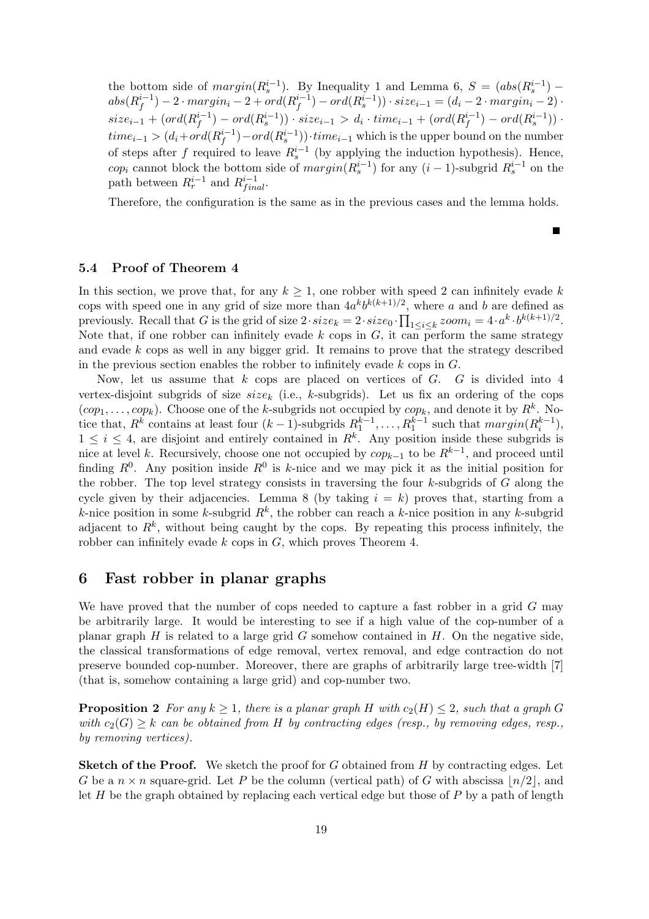the bottom side of $margin(R_s^{i-1})$. By Inequality 1 and Lemma 6, $S = (abs(R_s^{i-1}) - abs(R_f^{i-1}) - 2 \cdot margin_i - 2 + ord(R_f^{i-1}) - ord(R_s^{i-1})) \cdot size_{i-1} = (d_i - 2 \cdot margin_i - 2) \cdot size_{i-1} + (ord(R_f^{i-1}) - ord(R_s^{i-1})) \cdot size_{i-1} > d_i \cdot time_{i-1} + (ord(R_f^{i-1}) - ord(R_s^{i-1})) \cdot time_{i-1} > (d_i + ord(R_f^{i-1}) - ord(R_s^{i-1})) \cdot time_{i-1}$ which is the upper bound on the number of steps after $f$ required to leave $R_s^{i-1}$ (by applying the induction hypothesis). Hence, $cop_i$ cannot block the bottom side of $margin(R_s^{i-1})$ for any $(i-1)$-subgrid $R_s^{i-1}$ on the path between $R_r^{i-1}$ and $R_{final}^{i-1}$.

Therefore, the configuration is the same as in the previous cases and the lemma holds.

■

### 5.4 Proof of Theorem 4

In this section, we prove that, for any $k \geq 1$, one robber with speed 2 can infinitely evade $k$ cops with speed one in any grid of size more than $4a^k b^{k(k+1)/2}$, where $a$ and $b$ are defined as previously. Recall that $G$ is the grid of size $2 \cdot size_k = 2 \cdot size_0 \cdot \prod_{1 \leq i \leq k} zoom_i = 4 \cdot a^k \cdot b^{k(k+1)/2}$. Note that, if one robber can infinitely evade $k$ cops in $G$, it can perform the same strategy and evade $k$ cops as well in any bigger grid. It remains to prove that the strategy described in the previous section enables the robber to infinitely evade $k$ cops in $G$.

Now, let us assume that $k$ cops are placed on vertices of $G$. $G$ is divided into 4 vertex-disjoint subgrids of size $size_k$ (i.e., $k$-subgrids). Let us fix an ordering of the cops $(cop_1, \ldots, cop_k)$. Choose one of the $k$-subgrids not occupied by $cop_k$, and denote it by $R^k$. Notice that, $R^k$ contains at least four $(k-1)$-subgrids $R_1^{k-1}, \ldots, R_1^{k-1}$ such that $margin(R_i^{k-1})$, $1 \leq i \leq 4$, are disjoint and entirely contained in $R^k$. Any position inside these subgrids is nice at level $k$. Recursively, choose one not occupied by $cop_{k-1}$ to be $R^{k-1}$, and proceed until finding $R^0$. Any position inside $R^0$ is $k$-nice and we may pick it as the initial position for the robber. The top level strategy consists in traversing the four $k$-subgrids of $G$ along the cycle given by their adjacencies. Lemma 8 (by taking $i = k$) proves that, starting from a $k$-nice position in some $k$-subgrid $R^k$, the robber can reach a $k$-nice position in any $k$-subgrid adjacent to $R^k$, without being caught by the cops. By repeating this process infinitely, the robber can infinitely evade $k$ cops in $G$, which proves Theorem 4.

## 6 Fast robber in planar graphs

We have proved that the number of cops needed to capture a fast robber in a grid $G$ may be arbitrarily large. It would be interesting to see if a high value of the cop-number of a planar graph $H$ is related to a large grid $G$ somehow contained in $H$. On the negative side, the classical transformations of edge removal, vertex removal, and edge contraction do not preserve bounded cop-number. Moreover, there are graphs of arbitrarily large tree-width [7] (that is, somehow containing a large grid) and cop-number two.

**Proposition 2** *For any $k \geq 1$, there is a planar graph $H$ with $c_2(H) \leq 2$, such that a graph $G$ with $c_2(G) \geq k$ can be obtained from $H$ by contracting edges (resp., by removing edges, resp., by removing vertices).*

**Sketch of the Proof.** We sketch the proof for $G$ obtained from $H$ by contracting edges. Let $G$ be a $n \times n$ square-grid. Let $P$ be the column (vertical path) of $G$ with abscissa $\lfloor n/2 \rfloor$, and let $H$ be the graph obtained by replacing each vertical edge but those of $P$ by a path of length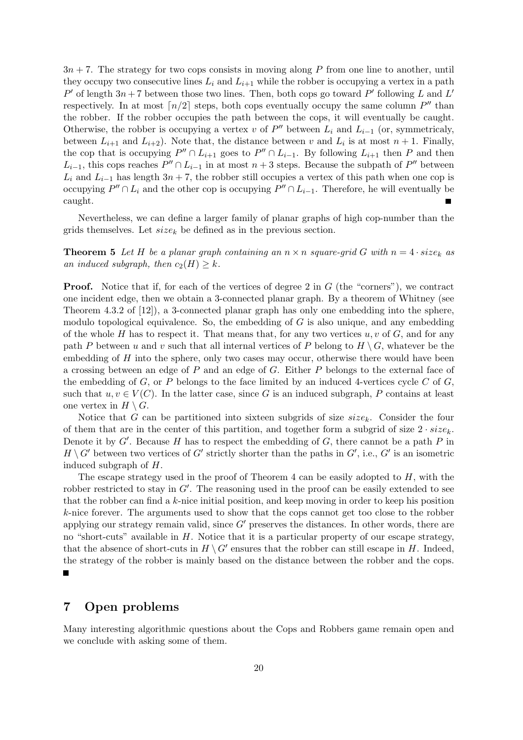$3n + 7$. The strategy for two cops consists in moving along $P$ from one line to another, until they occupy two consecutive lines $L_i$ and $L_{i+1}$ while the robber is occupying a vertex in a path $P'$ of length $3n+7$ between those two lines. Then, both cops go toward $P'$ following $L$ and $L'$ respectively. In at most $\lceil n/2 \rceil$ steps, both cops eventually occupy the same column $P''$ than the robber. If the robber occupies the path between the cops, it will eventually be caught. Otherwise, the robber is occupying a vertex $v$ of $P''$ between $L_i$ and $L_{i-1}$ (or, symmetricaly, between $L_{i+1}$ and $L_{i+2}$). Note that, the distance between $v$ and $L_i$ is at most $n+1$. Finally, the cop that is occupying $P'' \cap L_{i+1}$ goes to $P'' \cap L_{i-1}$. By following $L_{i+1}$ then $P$ and then $L_{i-1}$, this cops reaches $P'' \cap L_{i-1}$ in at most $n+3$ steps. Because the subpath of $P''$ between $L_i$ and $L_{i-1}$ has length $3n+7$, the robber still occupies a vertex of this path when one cop is occupying $P'' \cap L_i$ and the other cop is occupying $P'' \cap L_{i-1}$. Therefore, he will eventually be caught. ■

Nevertheless, we can define a larger family of planar graphs of high cop-number than the grids themselves. Let $size_k$ be defined as in the previous section.

**Theorem 5** *Let $H$ be a planar graph containing an $n \times n$ square-grid $G$ with $n = 4 \cdot size_k$ as an induced subgraph, then $c_2(H) \geq k$.*

**Proof.** Notice that if, for each of the vertices of degree 2 in $G$ (the "corners"), we contract one incident edge, then we obtain a 3-connected planar graph. By a theorem of Whitney (see Theorem 4.3.2 of [12]), a 3-connected planar graph has only one embedding into the sphere, modulo topological equivalence. So, the embedding of $G$ is also unique, and any embedding of the whole $H$ has to respect it. That means that, for any two vertices $u, v$ of $G$, and for any path $P$ between $u$ and $v$ such that all internal vertices of $P$ belong to $H \setminus G$, whatever be the embedding of $H$ into the sphere, only two cases may occur, otherwise there would have been a crossing between an edge of $P$ and an edge of $G$. Either $P$ belongs to the external face of the embedding of $G$, or $P$ belongs to the face limited by an induced 4-vertices cycle $C$ of $G$, such that $u, v \in V(C)$. In the latter case, since $G$ is an induced subgraph, $P$ contains at least one vertex in $H \setminus G$.

Notice that $G$ can be partitioned into sixteen subgrids of size $size_k$. Consider the four of them that are in the center of this partition, and together form a subgrid of size $2 \cdot size_k$. Denote it by $G'$. Because $H$ has to respect the embedding of $G$, there cannot be a path $P$ in $H \setminus G'$ between two vertices of $G'$ strictly shorter than the paths in $G'$, i.e., $G'$ is an isometric induced subgraph of $H$.

The escape strategy used in the proof of Theorem 4 can be easily adopted to $H$, with the robber restricted to stay in $G'$. The reasoning used in the proof can be easily extended to see that the robber can find a $k$-nice initial position, and keep moving in order to keep his position $k$-nice forever. The arguments used to show that the cops cannot get too close to the robber applying our strategy remain valid, since $G'$ preserves the distances. In other words, there are no "short-cuts" available in $H$. Notice that it is a particular property of our escape strategy, that the absence of short-cuts in $H \setminus G'$ ensures that the robber can still escape in $H$. Indeed, the strategy of the robber is mainly based on the distance between the robber and the cops. ■

## 7 Open problems

Many interesting algorithmic questions about the Cops and Robbers game remain open and we conclude with asking some of them.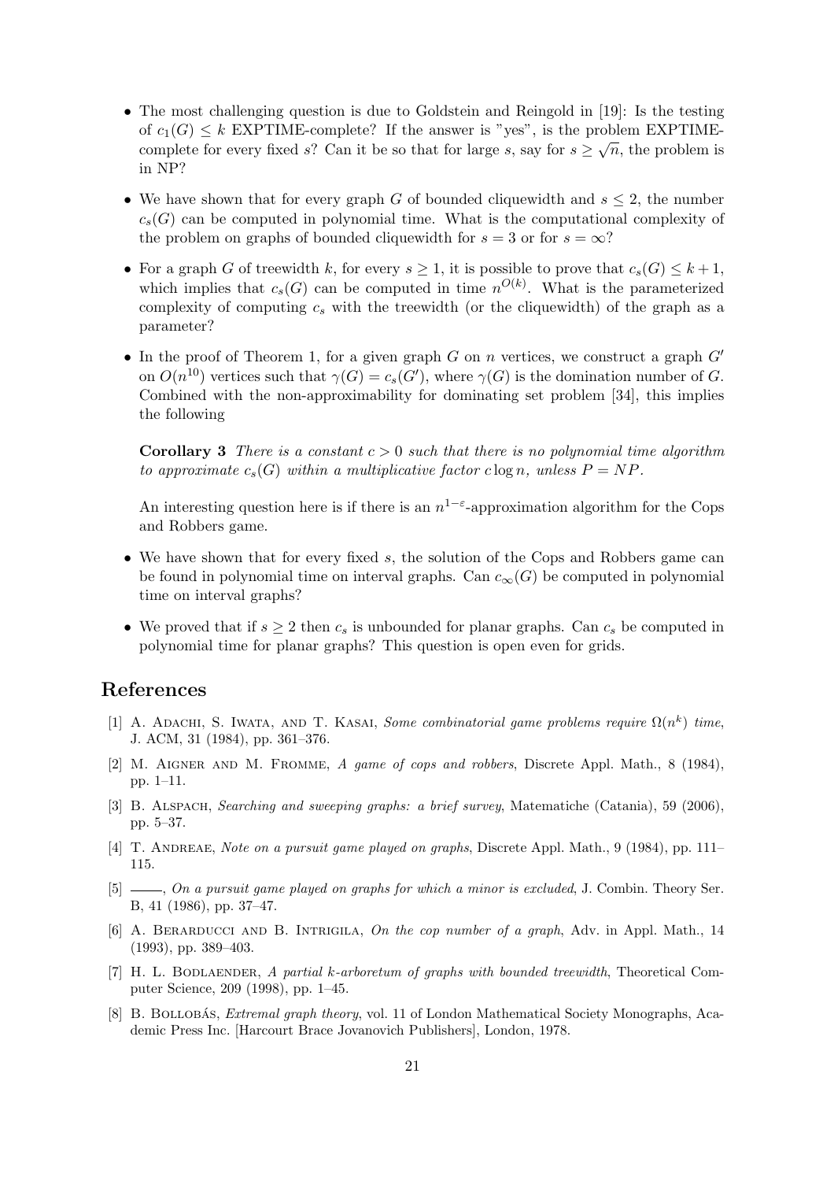- The most challenging question is due to Goldstein and Reingold in [19]: Is the testing of $c_1(G) \leq k$ EXPTIME-complete? If the answer is "yes", is the problem EXPTIME-complete for every fixed $s$? Can it be so that for large $s$, say for $s \geq \sqrt{n}$, the problem is in NP?

- We have shown that for every graph $G$ of bounded cliquewidth and $s \leq 2$, the number $c_s(G)$ can be computed in polynomial time. What is the computational complexity of the problem on graphs of bounded cliquewidth for $s = 3$ or for $s = \infty$?

- For a graph $G$ of treewidth $k$, for every $s \geq 1$, it is possible to prove that $c_s(G) \leq k + 1$, which implies that $c_s(G)$ can be computed in time $n^{O(k)}$. What is the parameterized complexity of computing $c_s$ with the treewidth (or the cliquewidth) of the graph as a parameter?

- In the proof of Theorem 1, for a given graph $G$ on $n$ vertices, we construct a graph $G'$ on $O(n^{10})$ vertices such that $\gamma(G) = c_s(G')$, where $\gamma(G)$ is the domination number of $G$. Combined with the non-approximability for dominating set problem [34], this implies the following

  **Corollary 3** *There is a constant $c > 0$ such that there is no polynomial time algorithm to approximate $c_s(G)$ within a multiplicative factor $c \log n$, unless $P = NP$.*

  An interesting question here is if there is an $n^{1-\varepsilon}$-approximation algorithm for the Cops and Robbers game.

- We have shown that for every fixed $s$, the solution of the Cops and Robbers game can be found in polynomial time on interval graphs. Can $c_\infty(G)$ be computed in polynomial time on interval graphs?

- We proved that if $s \geq 2$ then $c_s$ is unbounded for planar graphs. Can $c_s$ be computed in polynomial time for planar graphs? This question is open even for grids.

## References

[1] A. Adachi, S. Iwata, and T. Kasai, *Some combinatorial game problems require $\Omega(n^k)$ time*, J. ACM, 31 (1984), pp. 361–376.

[2] M. Aigner and M. Fromme, *A game of cops and robbers*, Discrete Appl. Math., 8 (1984), pp. 1–11.

[3] B. Alspach, *Searching and sweeping graphs: a brief survey*, Matematiche (Catania), 59 (2006), pp. 5–37.

[4] T. Andreae, *Note on a pursuit game played on graphs*, Discrete Appl. Math., 9 (1984), pp. 111–115.

[5] ——, *On a pursuit game played on graphs for which a minor is excluded*, J. Combin. Theory Ser. B, 41 (1986), pp. 37–47.

[6] A. Berarducci and B. Intrigila, *On the cop number of a graph*, Adv. in Appl. Math., 14 (1993), pp. 389–403.

[7] H. L. Bodlaender, *A partial k-arboretum of graphs with bounded treewidth*, Theoretical Computer Science, 209 (1998), pp. 1–45.

[8] B. Bollobás, *Extremal graph theory*, vol. 11 of London Mathematical Society Monographs, Academic Press Inc. [Harcourt Brace Jovanovich Publishers], London, 1978.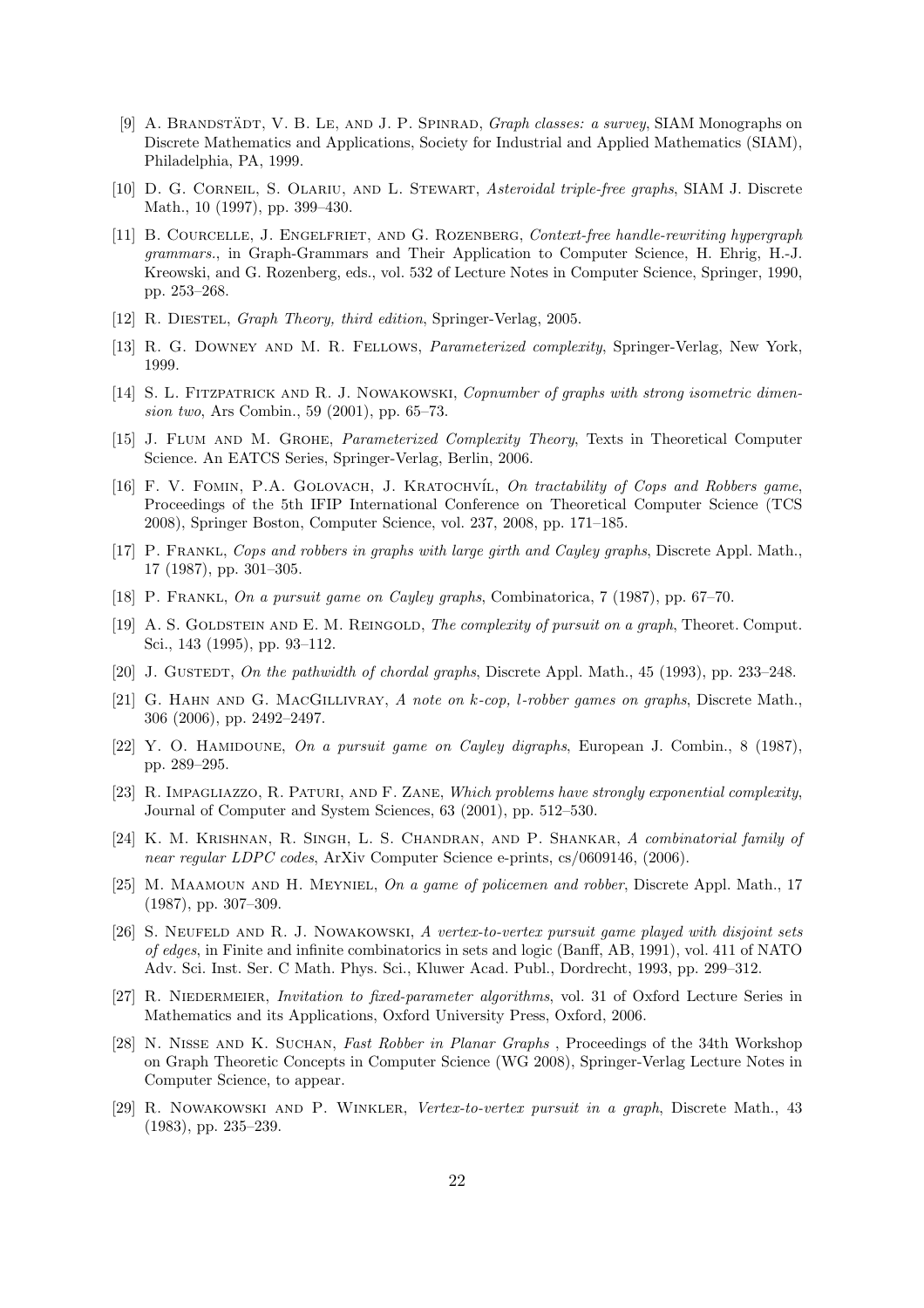[9] A. Brandstädt, V. B. Le, and J. P. Spinrad, *Graph classes: a survey*, SIAM Monographs on Discrete Mathematics and Applications, Society for Industrial and Applied Mathematics (SIAM), Philadelphia, PA, 1999.

[10] D. G. Corneil, S. Olariu, and L. Stewart, *Asteroidal triple-free graphs*, SIAM J. Discrete Math., 10 (1997), pp. 399–430.

[11] B. Courcelle, J. Engelfriet, and G. Rozenberg, *Context-free handle-rewriting hypergraph grammars.*, in Graph-Grammars and Their Application to Computer Science, H. Ehrig, H.-J. Kreowski, and G. Rozenberg, eds., vol. 532 of Lecture Notes in Computer Science, Springer, 1990, pp. 253–268.

[12] R. Diestel, *Graph Theory, third edition*, Springer-Verlag, 2005.

[13] R. G. Downey and M. R. Fellows, *Parameterized complexity*, Springer-Verlag, New York, 1999.

[14] S. L. Fitzpatrick and R. J. Nowakowski, *Copnumber of graphs with strong isometric dimension two*, Ars Combin., 59 (2001), pp. 65–73.

[15] J. Flum and M. Grohe, *Parameterized Complexity Theory*, Texts in Theoretical Computer Science. An EATCS Series, Springer-Verlag, Berlin, 2006.

[16] F. V. Fomin, P.A. Golovach, J. Kratochvíl, *On tractability of Cops and Robbers game*, Proceedings of the 5th IFIP International Conference on Theoretical Computer Science (TCS 2008), Springer Boston, Computer Science, vol. 237, 2008, pp. 171–185.

[17] P. Frankl, *Cops and robbers in graphs with large girth and Cayley graphs*, Discrete Appl. Math., 17 (1987), pp. 301–305.

[18] P. Frankl, *On a pursuit game on Cayley graphs*, Combinatorica, 7 (1987), pp. 67–70.

[19] A. S. Goldstein and E. M. Reingold, *The complexity of pursuit on a graph*, Theoret. Comput. Sci., 143 (1995), pp. 93–112.

[20] J. Gustedt, *On the pathwidth of chordal graphs*, Discrete Appl. Math., 45 (1993), pp. 233–248.

[21] G. Hahn and G. MacGillivray, *A note on k-cop, l-robber games on graphs*, Discrete Math., 306 (2006), pp. 2492–2497.

[22] Y. O. Hamidoune, *On a pursuit game on Cayley digraphs*, European J. Combin., 8 (1987), pp. 289–295.

[23] R. Impagliazzo, R. Paturi, and F. Zane, *Which problems have strongly exponential complexity*, Journal of Computer and System Sciences, 63 (2001), pp. 512–530.

[24] K. M. Krishnan, R. Singh, L. S. Chandran, and P. Shankar, *A combinatorial family of near regular LDPC codes*, ArXiv Computer Science e-prints, cs/0609146, (2006).

[25] M. Maamoun and H. Meyniel, *On a game of policemen and robber*, Discrete Appl. Math., 17 (1987), pp. 307–309.

[26] S. Neufeld and R. J. Nowakowski, *A vertex-to-vertex pursuit game played with disjoint sets of edges*, in Finite and infinite combinatorics in sets and logic (Banff, AB, 1991), vol. 411 of NATO Adv. Sci. Inst. Ser. C Math. Phys. Sci., Kluwer Acad. Publ., Dordrecht, 1993, pp. 299–312.

[27] R. Niedermeier, *Invitation to fixed-parameter algorithms*, vol. 31 of Oxford Lecture Series in Mathematics and its Applications, Oxford University Press, Oxford, 2006.

[28] N. Nisse and K. Suchan, *Fast Robber in Planar Graphs* , Proceedings of the 34th Workshop on Graph Theoretic Concepts in Computer Science (WG 2008), Springer-Verlag Lecture Notes in Computer Science, to appear.

[29] R. Nowakowski and P. Winkler, *Vertex-to-vertex pursuit in a graph*, Discrete Math., 43 (1983), pp. 235–239.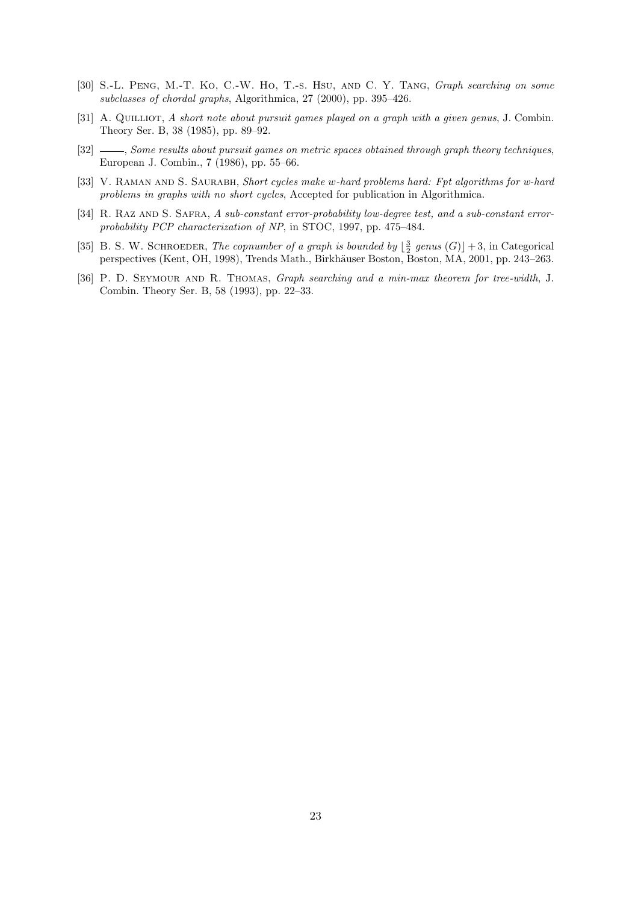[30] S.-L. Peng, M.-T. Ko, C.-W. Ho, T.-s. Hsu, and C. Y. Tang, *Graph searching on some subclasses of chordal graphs*, Algorithmica, 27 (2000), pp. 395–426.

[31] A. Quilliot, *A short note about pursuit games played on a graph with a given genus*, J. Combin. Theory Ser. B, 38 (1985), pp. 89–92.

[32] ——, *Some results about pursuit games on metric spaces obtained through graph theory techniques*, European J. Combin., 7 (1986), pp. 55–66.

[33] V. Raman and S. Saurabh, *Short cycles make w-hard problems hard: Fpt algorithms for w-hard problems in graphs with no short cycles*, Accepted for publication in Algorithmica.

[34] R. Raz and S. Safra, *A sub-constant error-probability low-degree test, and a sub-constant error-probability PCP characterization of NP*, in STOC, 1997, pp. 475–484.

[35] B. S. W. Schroeder, *The copnumber of a graph is bounded by* $\lfloor \frac{3}{2}$ *genus* $(G)\rfloor + 3$, in Categorical perspectives (Kent, OH, 1998), Trends Math., Birkhäuser Boston, Boston, MA, 2001, pp. 243–263.

[36] P. D. Seymour and R. Thomas, *Graph searching and a min-max theorem for tree-width*, J. Combin. Theory Ser. B, 58 (1993), pp. 22–33.